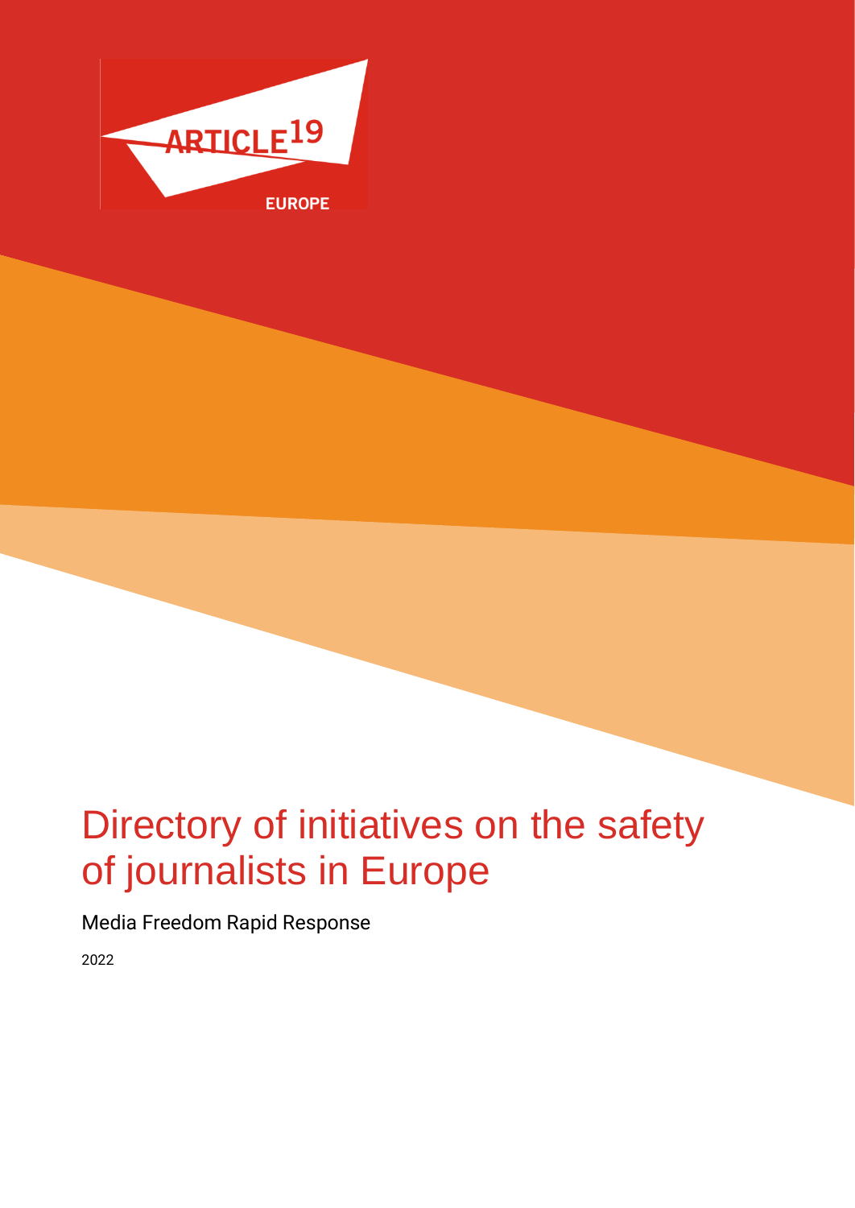ARTICLE 19

EUROPE

# Directory of initiatives on the safety of journalists in Europe

Media Freedom Rapid Response

2022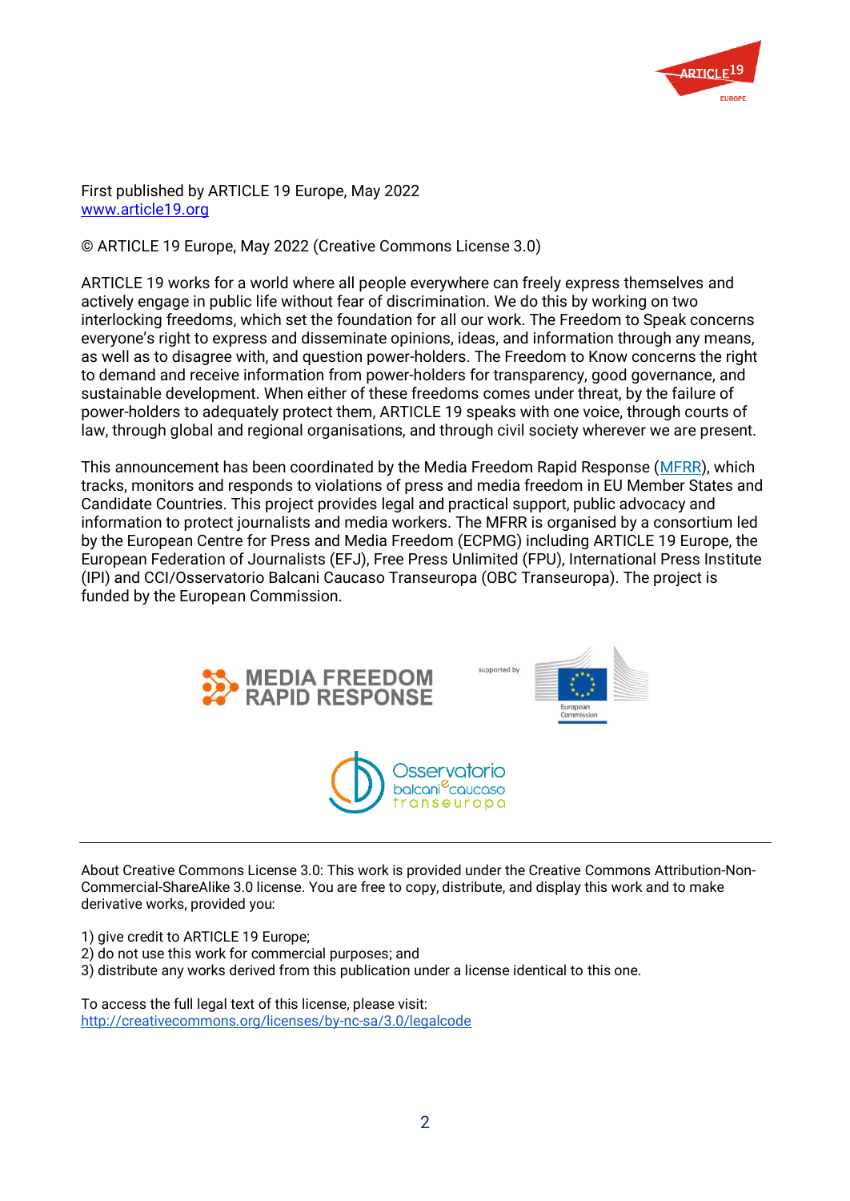First published by ARTICLE 19 Europe, May 2022
[www.article19.org](http://www.article19.org)

© ARTICLE 19 Europe, May 2022 (Creative Commons License 3.0)

ARTICLE 19 works for a world where all people everywhere can freely express themselves and actively engage in public life without fear of discrimination. We do this by working on two interlocking freedoms, which set the foundation for all our work. The Freedom to Speak concerns everyone's right to express and disseminate opinions, ideas, and information through any means, as well as to disagree with, and question power-holders. The Freedom to Know concerns the right to demand and receive information from power-holders for transparency, good governance, and sustainable development. When either of these freedoms comes under threat, by the failure of power-holders to adequately protect them, ARTICLE 19 speaks with one voice, through courts of law, through global and regional organisations, and through civil society wherever we are present.

This announcement has been coordinated by the Media Freedom Rapid Response (MFRR), which tracks, monitors and responds to violations of press and media freedom in EU Member States and Candidate Countries. This project provides legal and practical support, public advocacy and information to protect journalists and media workers. The MFRR is organised by a consortium led by the European Centre for Press and Media Freedom (ECPMG) including ARTICLE 19 Europe, the European Federation of Journalists (EFJ), Free Press Unlimited (FPU), International Press Institute (IPI) and CCI/Osservatorio Balcani Caucaso Transeuropa (OBC Transeuropa). The project is funded by the European Commission.

---

About Creative Commons License 3.0: This work is provided under the Creative Commons Attribution-Non-Commercial-ShareAlike 3.0 license. You are free to copy, distribute, and display this work and to make derivative works, provided you:

1) give credit to ARTICLE 19 Europe;
2) do not use this work for commercial purposes; and
3) distribute any works derived from this publication under a license identical to this one.

To access the full legal text of this license, please visit:
[http://creativecommons.org/licenses/by-nc-sa/3.0/legalcode](http://creativecommons.org/licenses/by-nc-sa/3.0/legalcode)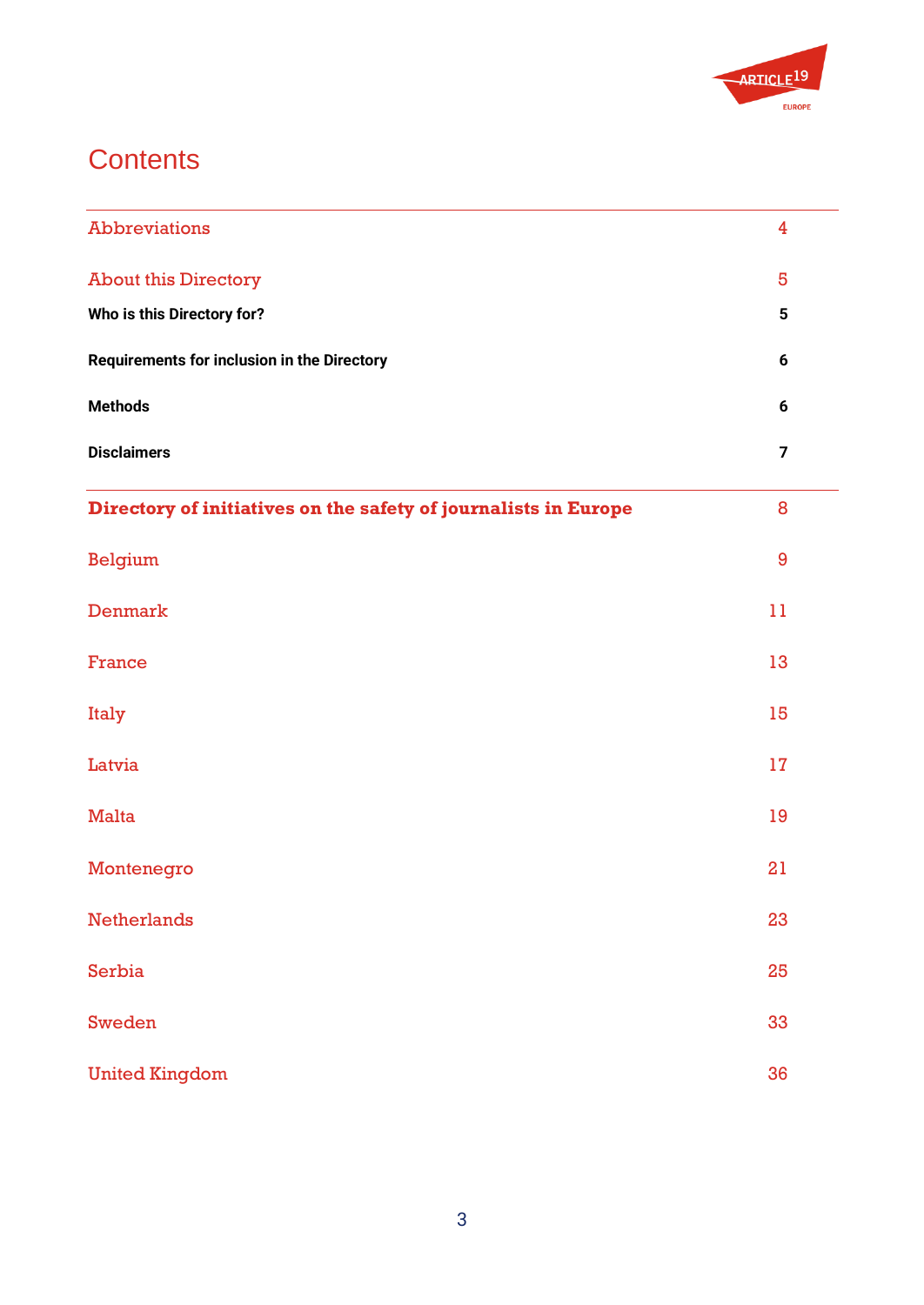# Contents

| | |
|---|---|
| Abbreviations | 4 |
| About this Directory | 5 |
| **Who is this Directory for?** | **5** |
| **Requirements for inclusion in the Directory** | **6** |
| **Methods** | **6** |
| **Disclaimers** | **7** |
| **Directory of initiatives on the safety of journalists in Europe** | 8 |
| Belgium | 9 |
| Denmark | 11 |
| France | 13 |
| Italy | 15 |
| Latvia | 17 |
| Malta | 19 |
| Montenegro | 21 |
| Netherlands | 23 |
| Serbia | 25 |
| Sweden | 33 |
| United Kingdom | 36 |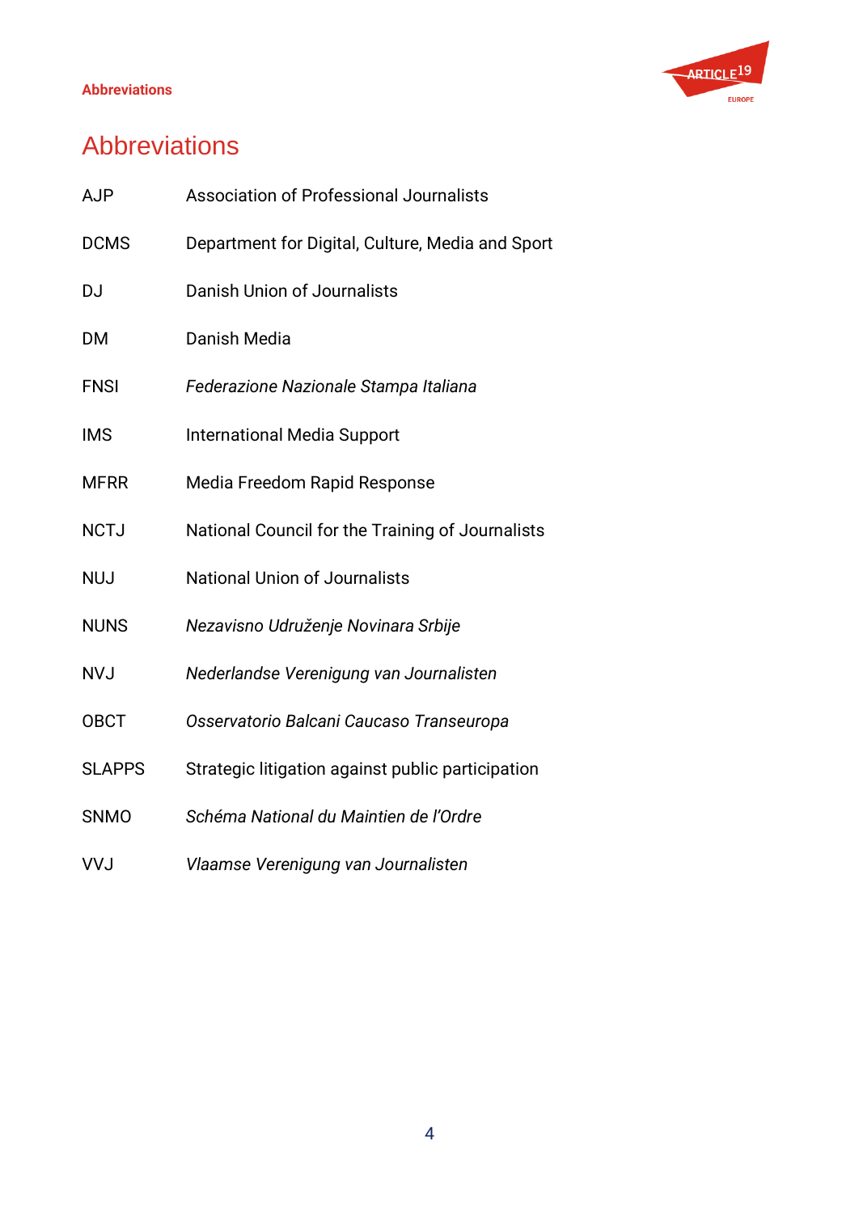# Abbreviations

| | |
|---|---|
| AJP | Association of Professional Journalists |
| DCMS | Department for Digital, Culture, Media and Sport |
| DJ | Danish Union of Journalists |
| DM | Danish Media |
| FNSI | *Federazione Nazionale Stampa Italiana* |
| IMS | International Media Support |
| MFRR | Media Freedom Rapid Response |
| NCTJ | National Council for the Training of Journalists |
| NUJ | National Union of Journalists |
| NUNS | *Nezavisno Udruženje Novinara Srbije* |
| NVJ | *Nederlandse Verenigung van Journalisten* |
| OBCT | *Osservatorio Balcani Caucaso Transeuropa* |
| SLAPPS | Strategic litigation against public participation |
| SNMO | *Schéma National du Maintien de l'Ordre* |
| VVJ | *Vlaamse Verenigung van Journalisten* |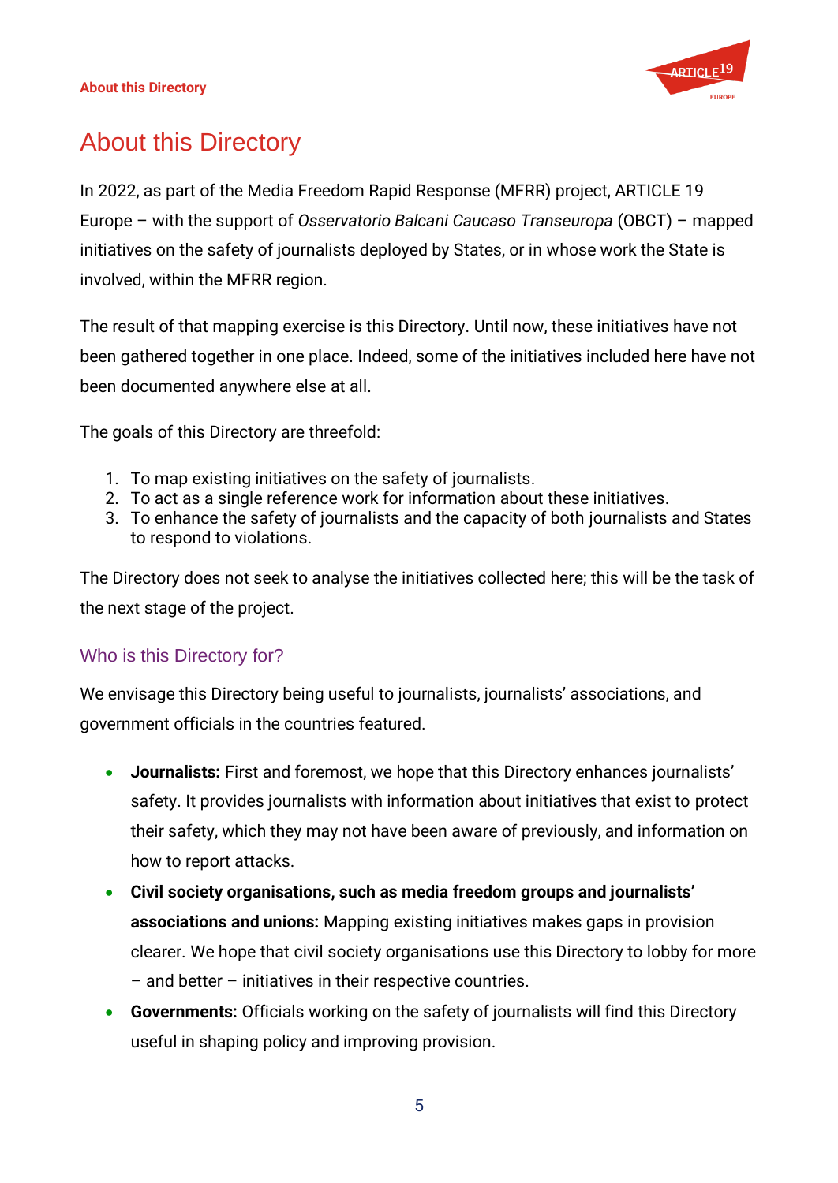# About this Directory

In 2022, as part of the Media Freedom Rapid Response (MFRR) project, ARTICLE 19 Europe – with the support of *Osservatorio Balcani Caucaso Transeuropa* (OBCT) – mapped initiatives on the safety of journalists deployed by States, or in whose work the State is involved, within the MFRR region.

The result of that mapping exercise is this Directory. Until now, these initiatives have not been gathered together in one place. Indeed, some of the initiatives included here have not been documented anywhere else at all.

The goals of this Directory are threefold:

1. To map existing initiatives on the safety of journalists.
2. To act as a single reference work for information about these initiatives.
3. To enhance the safety of journalists and the capacity of both journalists and States to respond to violations.

The Directory does not seek to analyse the initiatives collected here; this will be the task of the next stage of the project.

## Who is this Directory for?

We envisage this Directory being useful to journalists, journalists' associations, and government officials in the countries featured.

- **Journalists:** First and foremost, we hope that this Directory enhances journalists' safety. It provides journalists with information about initiatives that exist to protect their safety, which they may not have been aware of previously, and information on how to report attacks.
- **Civil society organisations, such as media freedom groups and journalists' associations and unions:** Mapping existing initiatives makes gaps in provision clearer. We hope that civil society organisations use this Directory to lobby for more – and better – initiatives in their respective countries.
- **Governments:** Officials working on the safety of journalists will find this Directory useful in shaping policy and improving provision.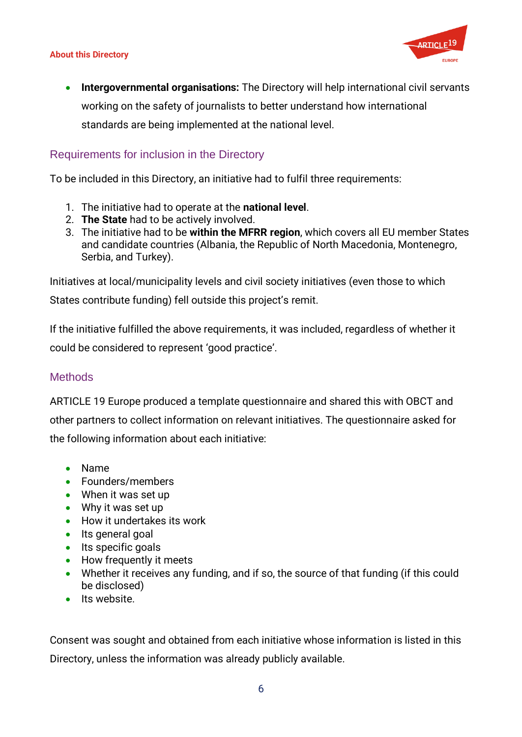- **Intergovernmental organisations:** The Directory will help international civil servants working on the safety of journalists to better understand how international standards are being implemented at the national level.

## Requirements for inclusion in the Directory

To be included in this Directory, an initiative had to fulfil three requirements:

1. The initiative had to operate at the **national level**.
2. **The State** had to be actively involved.
3. The initiative had to be **within the MFRR region**, which covers all EU member States and candidate countries (Albania, the Republic of North Macedonia, Montenegro, Serbia, and Turkey).

Initiatives at local/municipality levels and civil society initiatives (even those to which States contribute funding) fell outside this project's remit.

If the initiative fulfilled the above requirements, it was included, regardless of whether it could be considered to represent 'good practice'.

## Methods

ARTICLE 19 Europe produced a template questionnaire and shared this with OBCT and other partners to collect information on relevant initiatives. The questionnaire asked for the following information about each initiative:

- Name
- Founders/members
- When it was set up
- Why it was set up
- How it undertakes its work
- Its general goal
- Its specific goals
- How frequently it meets
- Whether it receives any funding, and if so, the source of that funding (if this could be disclosed)
- Its website.

Consent was sought and obtained from each initiative whose information is listed in this Directory, unless the information was already publicly available.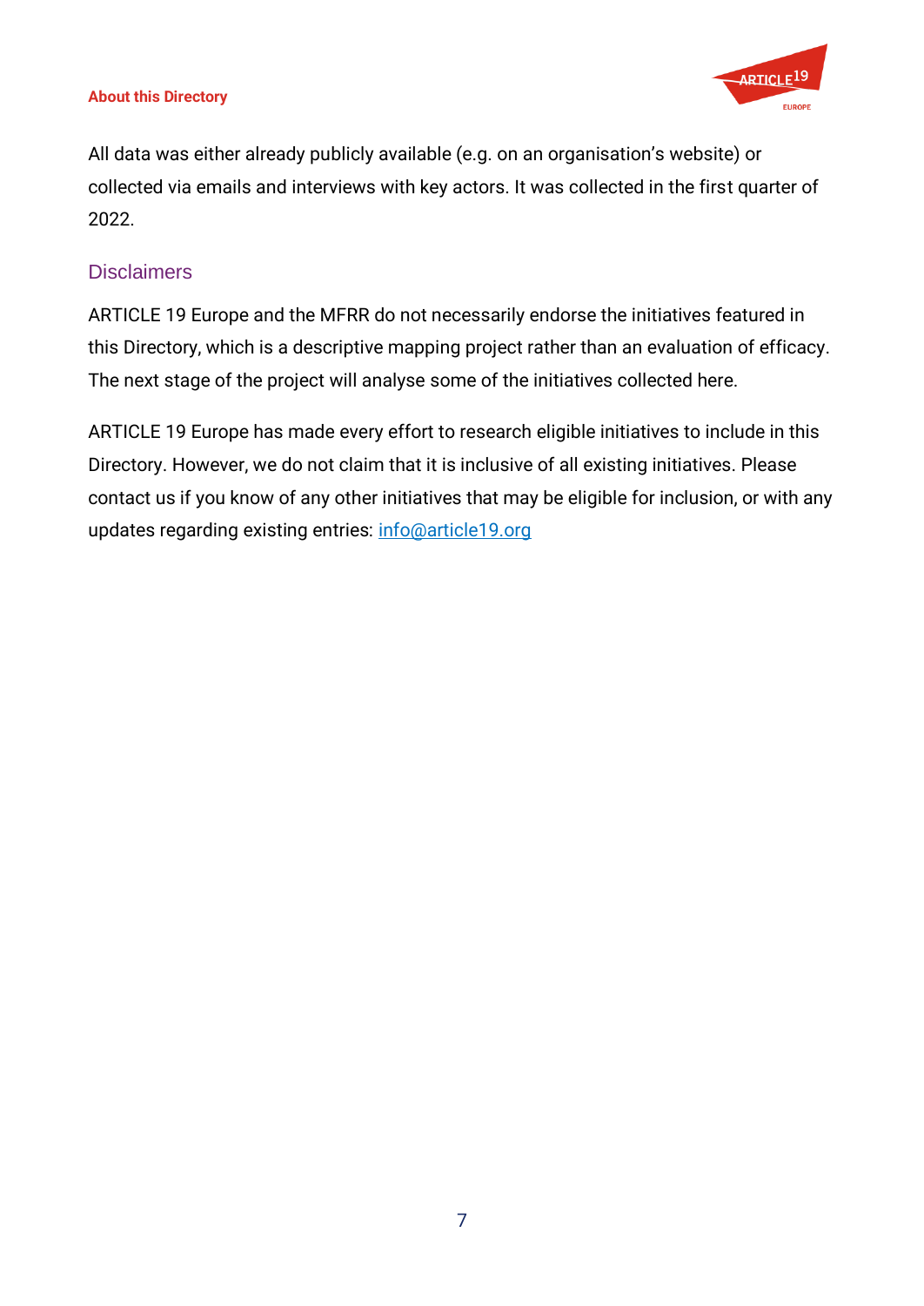All data was either already publicly available (e.g. on an organisation's website) or collected via emails and interviews with key actors. It was collected in the first quarter of 2022.

## Disclaimers

ARTICLE 19 Europe and the MFRR do not necessarily endorse the initiatives featured in this Directory, which is a descriptive mapping project rather than an evaluation of efficacy. The next stage of the project will analyse some of the initiatives collected here.

ARTICLE 19 Europe has made every effort to research eligible initiatives to include in this Directory. However, we do not claim that it is inclusive of all existing initiatives. Please contact us if you know of any other initiatives that may be eligible for inclusion, or with any updates regarding existing entries: info@article19.org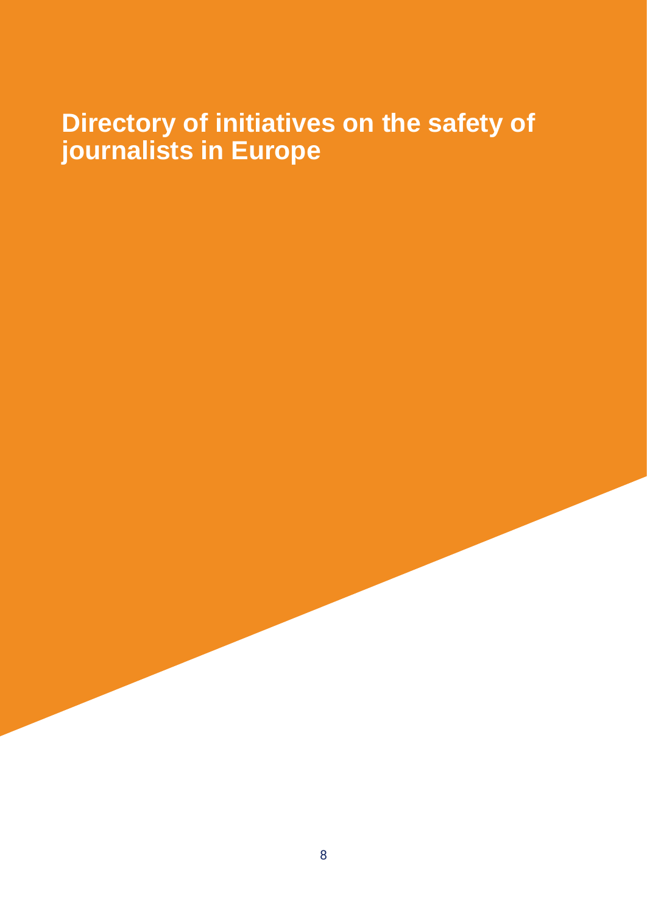# Directory of initiatives on the safety of journalists in Europe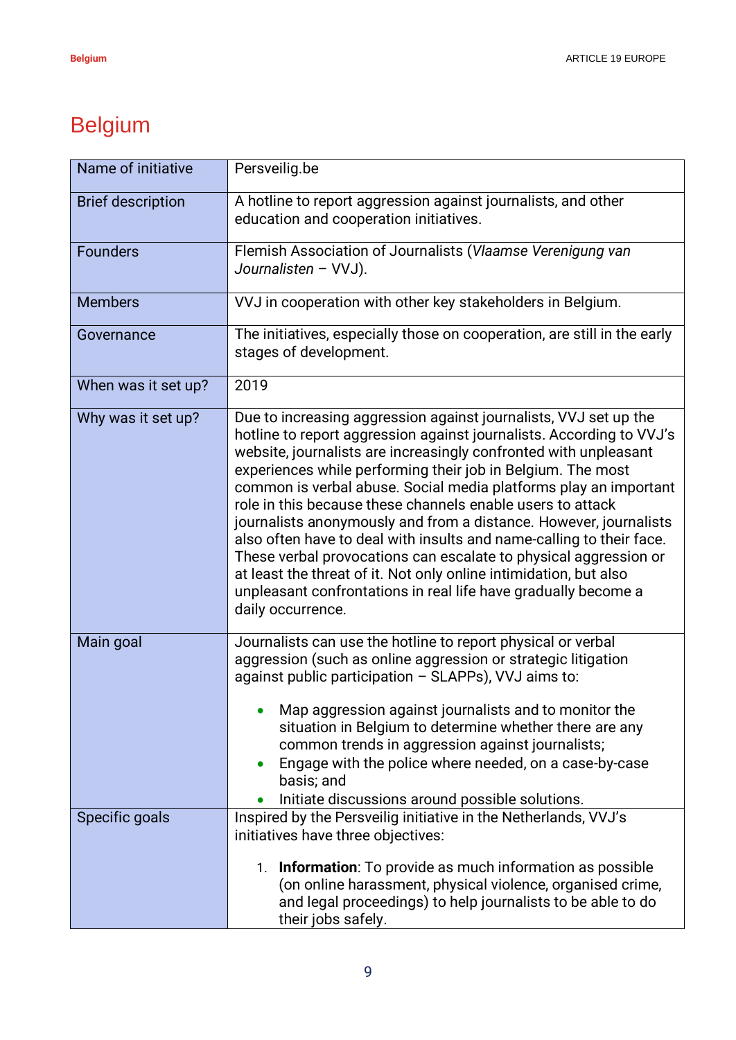# Belgium

| Name of initiative | Persveilig.be |
|---|---|
| Brief description | A hotline to report aggression against journalists, and other education and cooperation initiatives. |
| Founders | Flemish Association of Journalists (*Vlaamse Verenigung van Journalisten* – VVJ). |
| Members | VVJ in cooperation with other key stakeholders in Belgium. |
| Governance | The initiatives, especially those on cooperation, are still in the early stages of development. |
| When was it set up? | 2019 |
| Why was it set up? | Due to increasing aggression against journalists, VVJ set up the hotline to report aggression against journalists. According to VVJ's website, journalists are increasingly confronted with unpleasant experiences while performing their job in Belgium. The most common is verbal abuse. Social media platforms play an important role in this because these channels enable users to attack journalists anonymously and from a distance. However, journalists also often have to deal with insults and name-calling to their face. These verbal provocations can escalate to physical aggression or at least the threat of it. Not only online intimidation, but also unpleasant confrontations in real life have gradually become a daily occurrence. |
| Main goal | Journalists can use the hotline to report physical or verbal aggression (such as online aggression or strategic litigation against public participation – SLAPPs), VVJ aims to: <br> • Map aggression against journalists and to monitor the situation in Belgium to determine whether there are any common trends in aggression against journalists; <br> • Engage with the police where needed, on a case-by-case basis; and <br> • Initiate discussions around possible solutions. |
| Specific goals | Inspired by the Persveilig initiative in the Netherlands, VVJ's initiatives have three objectives: <br> 1. **Information**: To provide as much information as possible (on online harassment, physical violence, organised crime, and legal proceedings) to help journalists to be able to do their jobs safely. |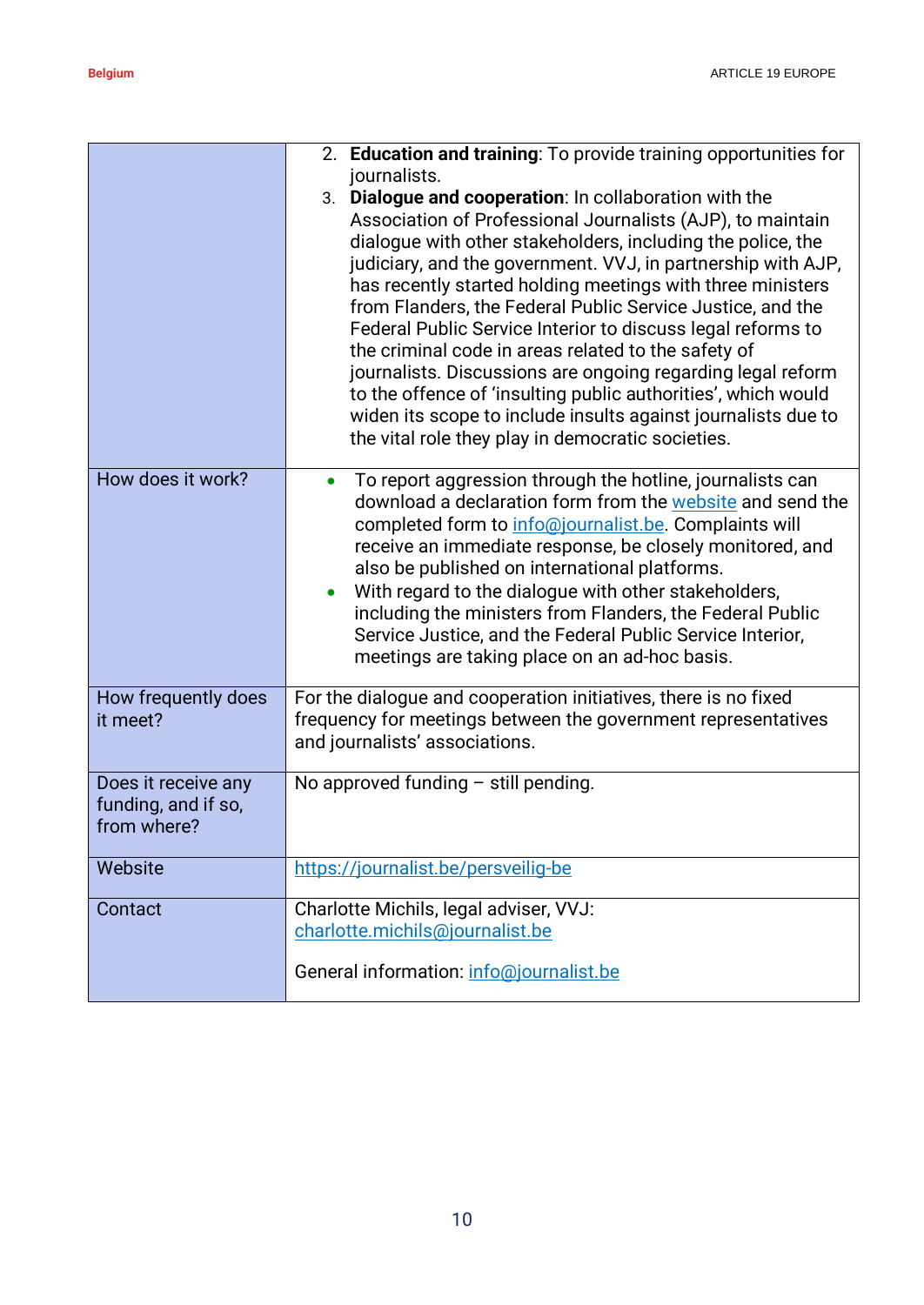| | |
|---|---|
| | 2. **Education and training**: To provide training opportunities for journalists.<br>3. **Dialogue and cooperation**: In collaboration with the Association of Professional Journalists (AJP), to maintain dialogue with other stakeholders, including the police, the judiciary, and the government. VVJ, in partnership with AJP, has recently started holding meetings with three ministers from Flanders, the Federal Public Service Justice, and the Federal Public Service Interior to discuss legal reforms to the criminal code in areas related to the safety of journalists. Discussions are ongoing regarding legal reform to the offence of 'insulting public authorities', which would widen its scope to include insults against journalists due to the vital role they play in democratic societies. |
| How does it work? | • To report aggression through the hotline, journalists can download a declaration form from the [website](https://journalist.be/persveilig-be) and send the completed form to [info@journalist.be](mailto:info@journalist.be). Complaints will receive an immediate response, be closely monitored, and also be published on international platforms.<br>• With regard to the dialogue with other stakeholders, including the ministers from Flanders, the Federal Public Service Justice, and the Federal Public Service Interior, meetings are taking place on an ad-hoc basis. |
| How frequently does it meet? | For the dialogue and cooperation initiatives, there is no fixed frequency for meetings between the government representatives and journalists' associations. |
| Does it receive any funding, and if so, from where? | No approved funding – still pending. |
| Website | [https://journalist.be/persveilig-be](https://journalist.be/persveilig-be) |
| Contact | Charlotte Michils, legal adviser, VVJ: [charlotte.michils@journalist.be](mailto:charlotte.michils@journalist.be)<br><br>General information: [info@journalist.be](mailto:info@journalist.be) |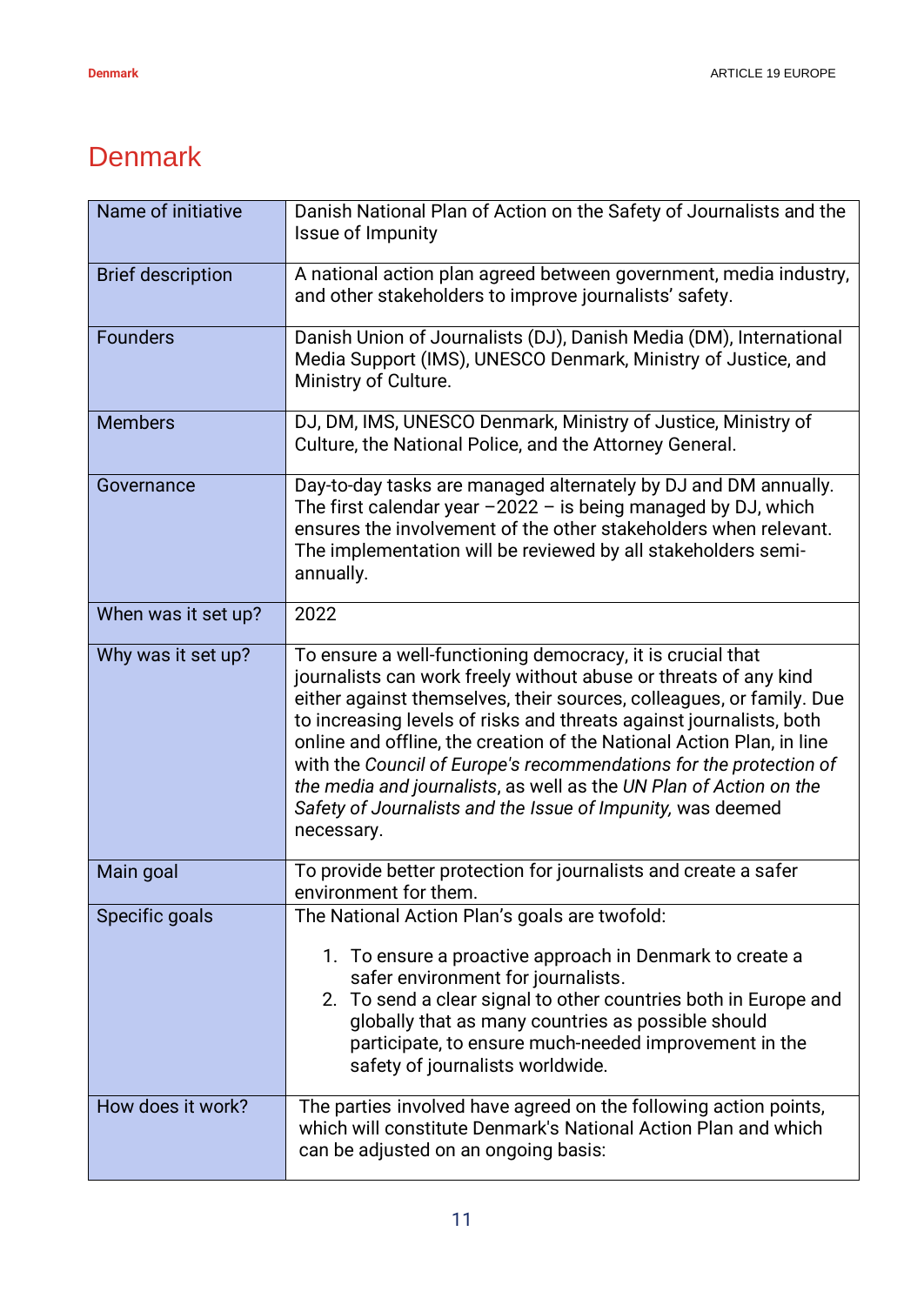# Denmark

| Name of initiative | Danish National Plan of Action on the Safety of Journalists and the Issue of Impunity |
|---|---|
| Brief description | A national action plan agreed between government, media industry, and other stakeholders to improve journalists' safety. |
| Founders | Danish Union of Journalists (DJ), Danish Media (DM), International Media Support (IMS), UNESCO Denmark, Ministry of Justice, and Ministry of Culture. |
| Members | DJ, DM, IMS, UNESCO Denmark, Ministry of Justice, Ministry of Culture, the National Police, and the Attorney General. |
| Governance | Day-to-day tasks are managed alternately by DJ and DM annually. The first calendar year –2022 – is being managed by DJ, which ensures the involvement of the other stakeholders when relevant. The implementation will be reviewed by all stakeholders semi-annually. |
| When was it set up? | 2022 |
| Why was it set up? | To ensure a well-functioning democracy, it is crucial that journalists can work freely without abuse or threats of any kind either against themselves, their sources, colleagues, or family. Due to increasing levels of risks and threats against journalists, both online and offline, the creation of the National Action Plan, in line with the *Council of Europe's recommendations for the protection of the media and journalists*, as well as the *UN Plan of Action on the Safety of Journalists and the Issue of Impunity,* was deemed necessary. |
| Main goal | To provide better protection for journalists and create a safer environment for them. |
| Specific goals | The National Action Plan's goals are twofold: 1. To ensure a proactive approach in Denmark to create a safer environment for journalists. 2. To send a clear signal to other countries both in Europe and globally that as many countries as possible should participate, to ensure much-needed improvement in the safety of journalists worldwide. |
| How does it work? | The parties involved have agreed on the following action points, which will constitute Denmark's National Action Plan and which can be adjusted on an ongoing basis: |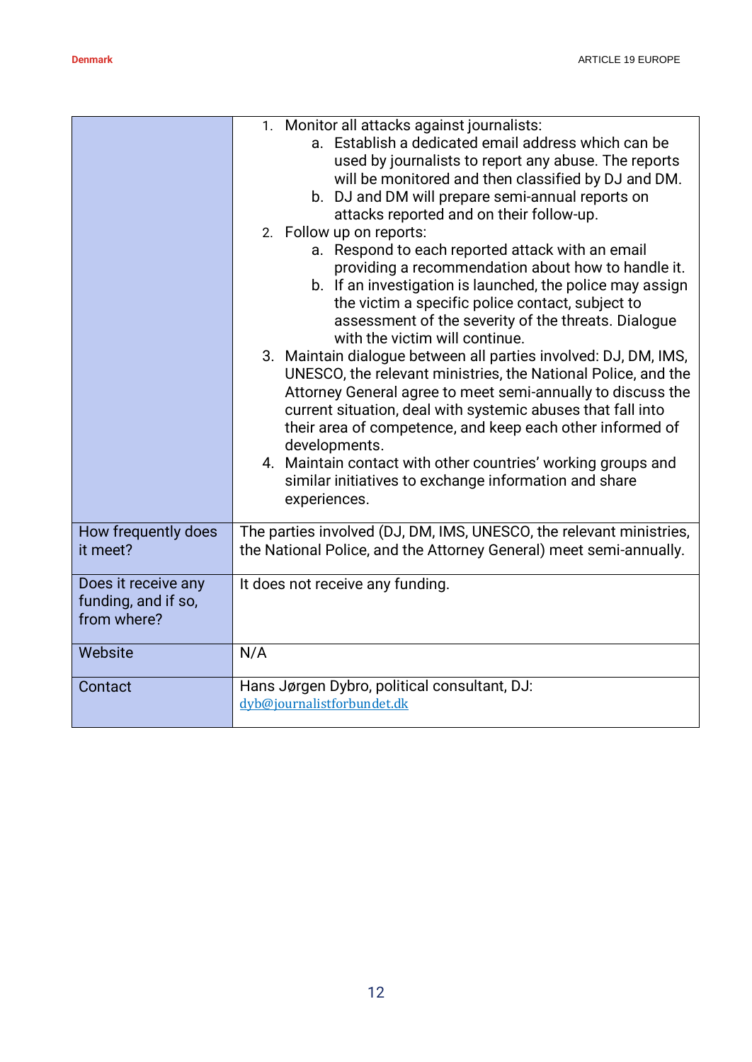| | |
|---|---|
| | 1. Monitor all attacks against journalists:<br>a. Establish a dedicated email address which can be used by journalists to report any abuse. The reports will be monitored and then classified by DJ and DM.<br>b. DJ and DM will prepare semi-annual reports on attacks reported and on their follow-up.<br>2. Follow up on reports:<br>a. Respond to each reported attack with an email providing a recommendation about how to handle it.<br>b. If an investigation is launched, the police may assign the victim a specific police contact, subject to assessment of the severity of the threats. Dialogue with the victim will continue.<br>3. Maintain dialogue between all parties involved: DJ, DM, IMS, UNESCO, the relevant ministries, the National Police, and the Attorney General agree to meet semi-annually to discuss the current situation, deal with systemic abuses that fall into their area of competence, and keep each other informed of developments.<br>4. Maintain contact with other countries' working groups and similar initiatives to exchange information and share experiences. |
| How frequently does it meet? | The parties involved (DJ, DM, IMS, UNESCO, the relevant ministries, the National Police, and the Attorney General) meet semi-annually. |
| Does it receive any funding, and if so, from where? | It does not receive any funding. |
| Website | N/A |
| Contact | Hans Jørgen Dybro, political consultant, DJ:<br>dyb@journalistforbundet.dk |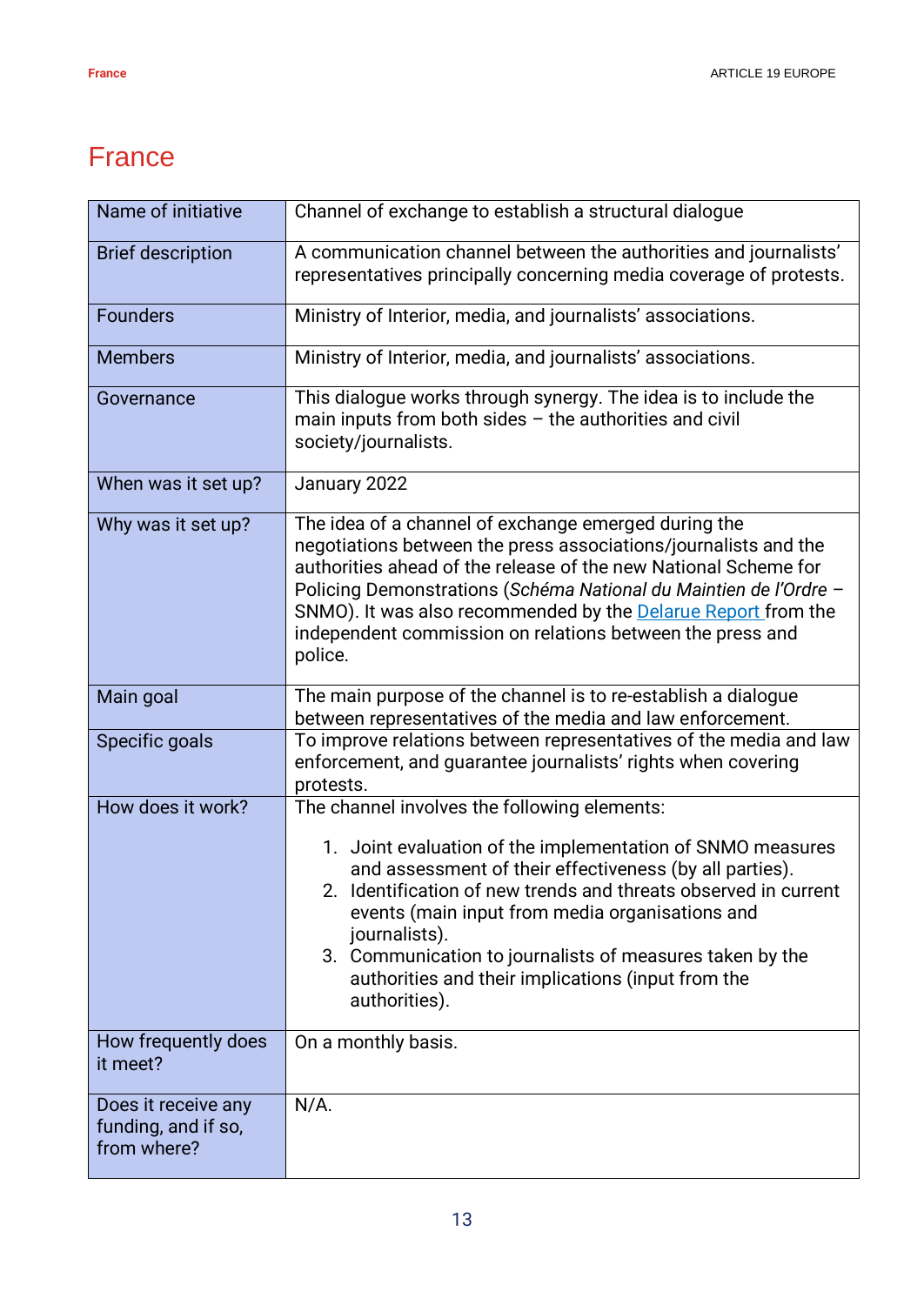# France

| Name of initiative | Channel of exchange to establish a structural dialogue |
|---|---|
| Brief description | A communication channel between the authorities and journalists' representatives principally concerning media coverage of protests. |
| Founders | Ministry of Interior, media, and journalists' associations. |
| Members | Ministry of Interior, media, and journalists' associations. |
| Governance | This dialogue works through synergy. The idea is to include the main inputs from both sides – the authorities and civil society/journalists. |
| When was it set up? | January 2022 |
| Why was it set up? | The idea of a channel of exchange emerged during the negotiations between the press associations/journalists and the authorities ahead of the release of the new National Scheme for Policing Demonstrations (*Schéma National du Maintien de l'Ordre* – SNMO). It was also recommended by the Delarue Report from the independent commission on relations between the press and police. |
| Main goal | The main purpose of the channel is to re-establish a dialogue between representatives of the media and law enforcement. |
| Specific goals | To improve relations between representatives of the media and law enforcement, and guarantee journalists' rights when covering protests. |
| How does it work? | The channel involves the following elements:<br>1. Joint evaluation of the implementation of SNMO measures and assessment of their effectiveness (by all parties).<br>2. Identification of new trends and threats observed in current events (main input from media organisations and journalists).<br>3. Communication to journalists of measures taken by the authorities and their implications (input from the authorities). |
| How frequently does it meet? | On a monthly basis. |
| Does it receive any funding, and if so, from where? | N/A. |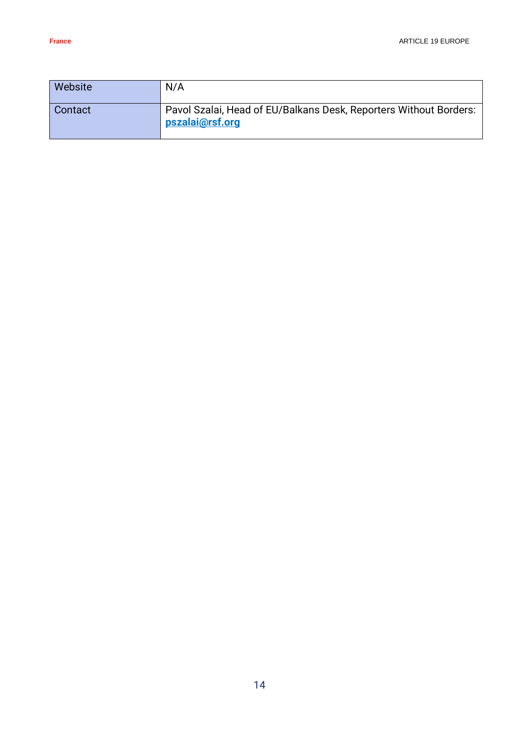| | |
|---|---|
| Website | N/A |
| Contact | Pavol Szalai, Head of EU/Balkans Desk, Reporters Without Borders: **pszalai@rsf.org** |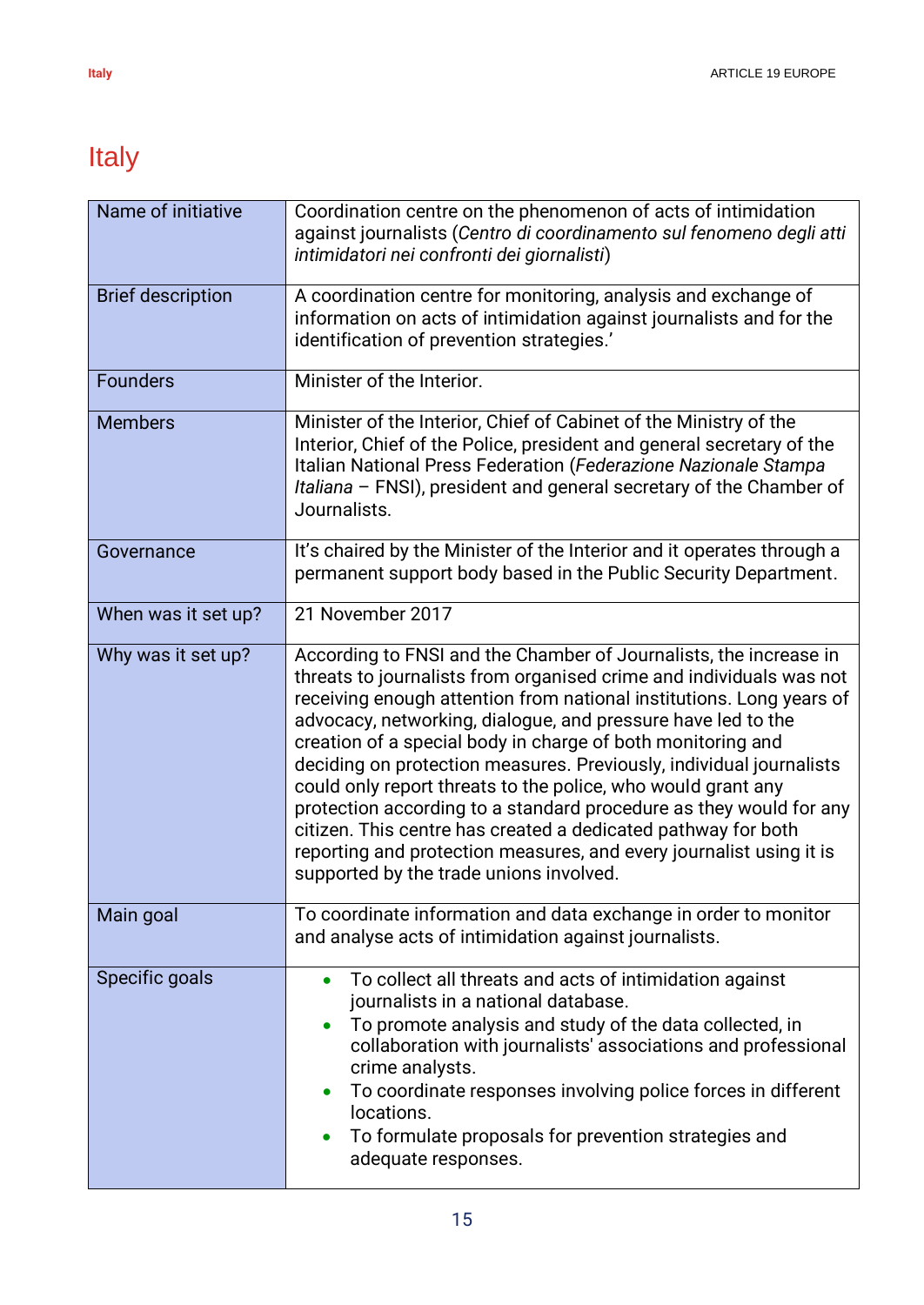# Italy

| Name of initiative | Coordination centre on the phenomenon of acts of intimidation against journalists (*Centro di coordinamento sul fenomeno degli atti intimidatori nei confronti dei giornalisti*) |
|---|---|
| Brief description | A coordination centre for monitoring, analysis and exchange of information on acts of intimidation against journalists and for the identification of prevention strategies.' |
| Founders | Minister of the Interior. |
| Members | Minister of the Interior, Chief of Cabinet of the Ministry of the Interior, Chief of the Police, president and general secretary of the Italian National Press Federation (*Federazione Nazionale Stampa Italiana* – FNSI), president and general secretary of the Chamber of Journalists. |
| Governance | It's chaired by the Minister of the Interior and it operates through a permanent support body based in the Public Security Department. |
| When was it set up? | 21 November 2017 |
| Why was it set up? | According to FNSI and the Chamber of Journalists, the increase in threats to journalists from organised crime and individuals was not receiving enough attention from national institutions. Long years of advocacy, networking, dialogue, and pressure have led to the creation of a special body in charge of both monitoring and deciding on protection measures. Previously, individual journalists could only report threats to the police, who would grant any protection according to a standard procedure as they would for any citizen. This centre has created a dedicated pathway for both reporting and protection measures, and every journalist using it is supported by the trade unions involved. |
| Main goal | To coordinate information and data exchange in order to monitor and analyse acts of intimidation against journalists. |
| Specific goals | • To collect all threats and acts of intimidation against journalists in a national database.<br>• To promote analysis and study of the data collected, in collaboration with journalists' associations and professional crime analysts.<br>• To coordinate responses involving police forces in different locations.<br>• To formulate proposals for prevention strategies and adequate responses. |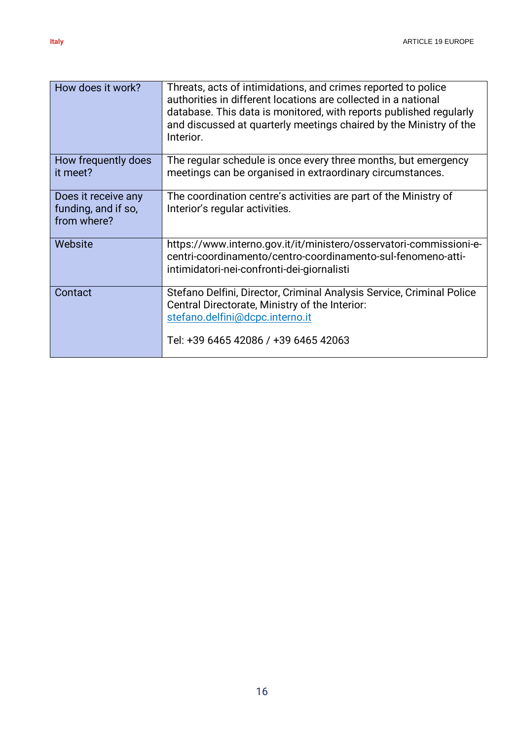| | |
|---|---|
| How does it work? | Threats, acts of intimidations, and crimes reported to police authorities in different locations are collected in a national database. This data is monitored, with reports published regularly and discussed at quarterly meetings chaired by the Ministry of the Interior. |
| How frequently does it meet? | The regular schedule is once every three months, but emergency meetings can be organised in extraordinary circumstances. |
| Does it receive any funding, and if so, from where? | The coordination centre's activities are part of the Ministry of Interior's regular activities. |
| Website | https://www.interno.gov.it/it/ministero/osservatori-commissioni-e-centri-coordinamento/centro-coordinamento-sul-fenomeno-atti-intimidatori-nei-confronti-dei-giornalisti |
| Contact | Stefano Delfini, Director, Criminal Analysis Service, Criminal Police Central Directorate, Ministry of the Interior: stefano.delfini@dcpc.interno.it<br><br>Tel: +39 6465 42086 / +39 6465 42063 |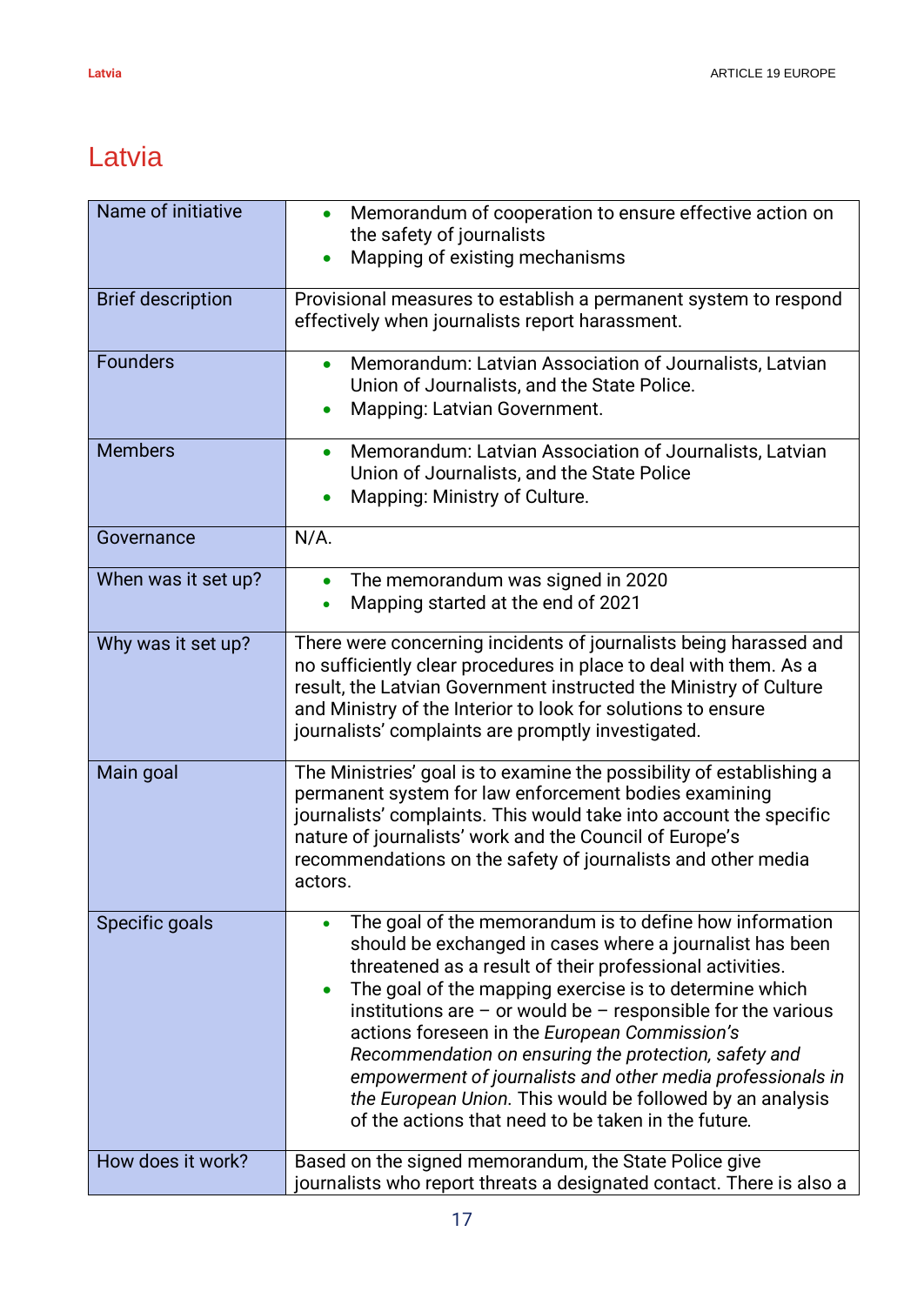# Latvia

| Name of initiative | • Memorandum of cooperation to ensure effective action on the safety of journalists<br>• Mapping of existing mechanisms |
|---|---|
| Brief description | Provisional measures to establish a permanent system to respond effectively when journalists report harassment. |
| Founders | • Memorandum: Latvian Association of Journalists, Latvian Union of Journalists, and the State Police.<br>• Mapping: Latvian Government. |
| Members | • Memorandum: Latvian Association of Journalists, Latvian Union of Journalists, and the State Police<br>• Mapping: Ministry of Culture. |
| Governance | N/A. |
| When was it set up? | • The memorandum was signed in 2020<br>• Mapping started at the end of 2021 |
| Why was it set up? | There were concerning incidents of journalists being harassed and no sufficiently clear procedures in place to deal with them. As a result, the Latvian Government instructed the Ministry of Culture and Ministry of the Interior to look for solutions to ensure journalists' complaints are promptly investigated. |
| Main goal | The Ministries' goal is to examine the possibility of establishing a permanent system for law enforcement bodies examining journalists' complaints. This would take into account the specific nature of journalists' work and the Council of Europe's recommendations on the safety of journalists and other media actors. |
| Specific goals | • The goal of the memorandum is to define how information should be exchanged in cases where a journalist has been threatened as a result of their professional activities.<br>• The goal of the mapping exercise is to determine which institutions are – or would be – responsible for the various actions foreseen in the *European Commission's Recommendation on ensuring the protection, safety and empowerment of journalists and other media professionals in the European Union*. This would be followed by an analysis of the actions that need to be taken in the future. |
| How does it work? | Based on the signed memorandum, the State Police give journalists who report threats a designated contact. There is also a |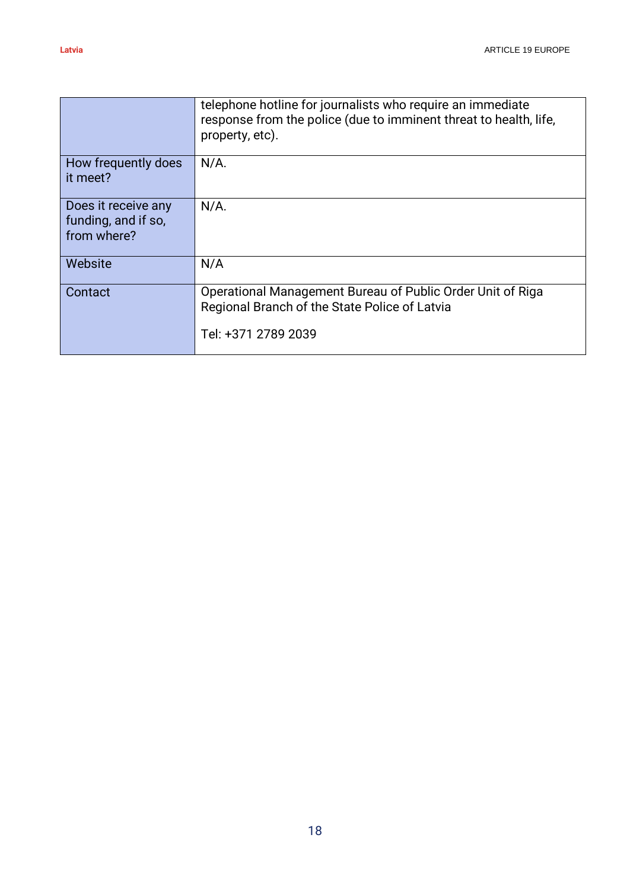| | |
|---|---|
| | telephone hotline for journalists who require an immediate response from the police (due to imminent threat to health, life, property, etc). |
| How frequently does it meet? | N/A. |
| Does it receive any funding, and if so, from where? | N/A. |
| Website | N/A |
| Contact | Operational Management Bureau of Public Order Unit of Riga Regional Branch of the State Police of Latvia<br><br>Tel: +371 2789 2039 |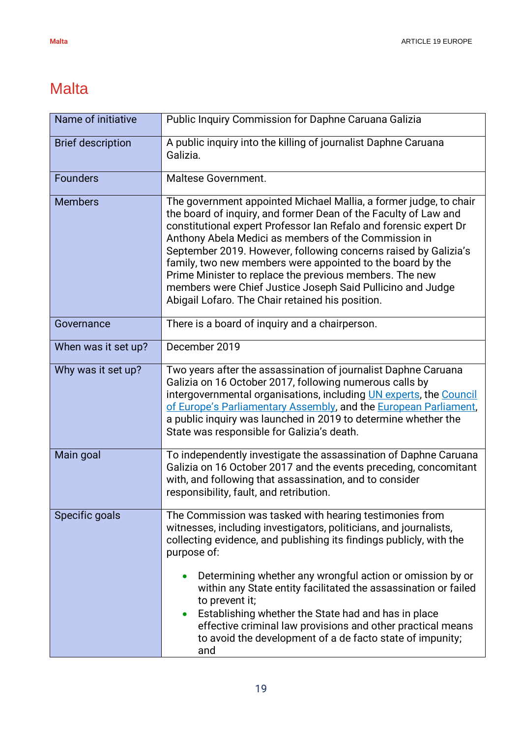# Malta

| Name of initiative | Public Inquiry Commission for Daphne Caruana Galizia |
|---|---|
| Brief description | A public inquiry into the killing of journalist Daphne Caruana Galizia. |
| Founders | Maltese Government. |
| Members | The government appointed Michael Mallia, a former judge, to chair the board of inquiry, and former Dean of the Faculty of Law and constitutional expert Professor Ian Refalo and forensic expert Dr Anthony Abela Medici as members of the Commission in September 2019. However, following concerns raised by Galizia's family, two new members were appointed to the board by the Prime Minister to replace the previous members. The new members were Chief Justice Joseph Said Pullicino and Judge Abigail Lofaro. The Chair retained his position. |
| Governance | There is a board of inquiry and a chairperson. |
| When was it set up? | December 2019 |
| Why was it set up? | Two years after the assassination of journalist Daphne Caruana Galizia on 16 October 2017, following numerous calls by intergovernmental organisations, including UN experts, the Council of Europe's Parliamentary Assembly, and the European Parliament, a public inquiry was launched in 2019 to determine whether the State was responsible for Galizia's death. |
| Main goal | To independently investigate the assassination of Daphne Caruana Galizia on 16 October 2017 and the events preceding, concomitant with, and following that assassination, and to consider responsibility, fault, and retribution. |
| Specific goals | The Commission was tasked with hearing testimonies from witnesses, including investigators, politicians, and journalists, collecting evidence, and publishing its findings publicly, with the purpose of:<br><br>• Determining whether any wrongful action or omission by or within any State entity facilitated the assassination or failed to prevent it;<br>• Establishing whether the State had and has in place effective criminal law provisions and other practical means to avoid the development of a de facto state of impunity; and |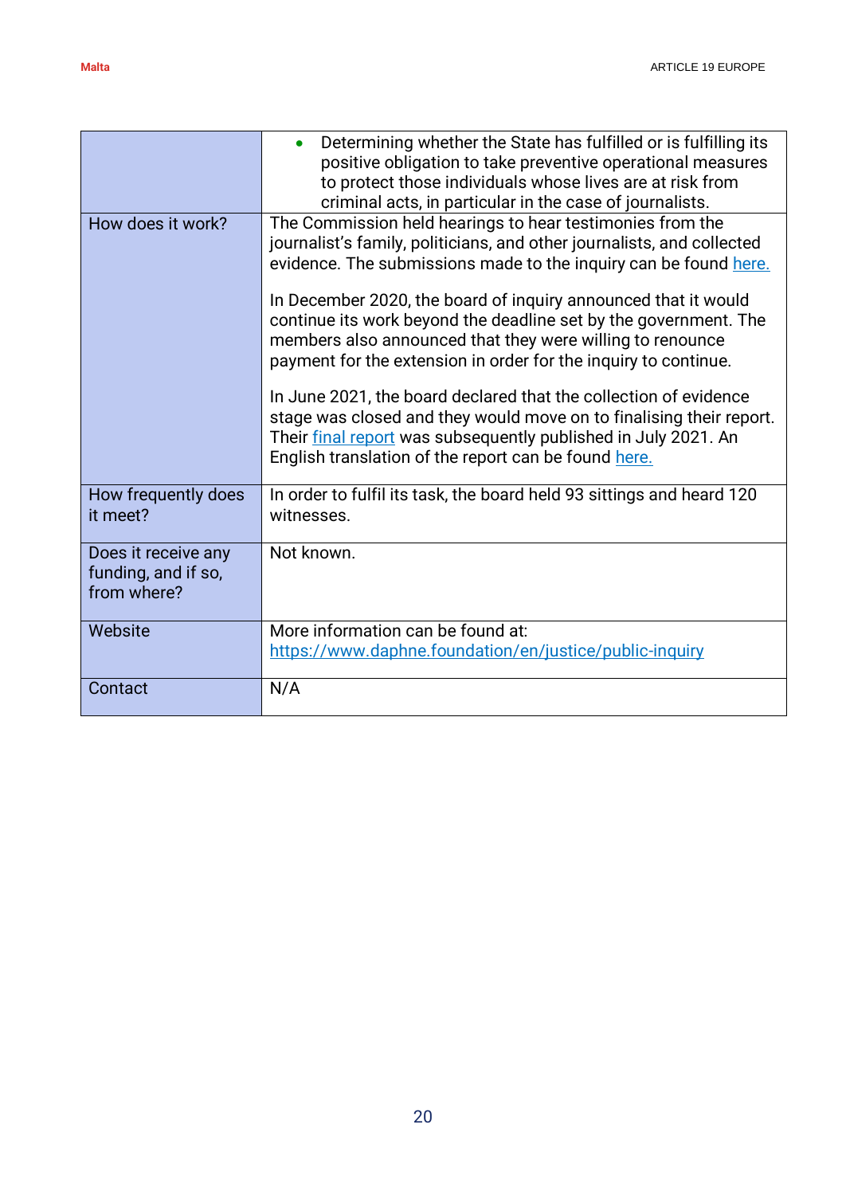| | |
|---|---|
| | • Determining whether the State has fulfilled or is fulfilling its positive obligation to take preventive operational measures to protect those individuals whose lives are at risk from criminal acts, in particular in the case of journalists. |
| How does it work? | The Commission held hearings to hear testimonies from the journalist's family, politicians, and other journalists, and collected evidence. The submissions made to the inquiry can be found here.<br><br>In December 2020, the board of inquiry announced that it would continue its work beyond the deadline set by the government. The members also announced that they were willing to renounce payment for the extension in order for the inquiry to continue.<br><br>In June 2021, the board declared that the collection of evidence stage was closed and they would move on to finalising their report. Their final report was subsequently published in July 2021. An English translation of the report can be found here. |
| How frequently does it meet? | In order to fulfil its task, the board held 93 sittings and heard 120 witnesses. |
| Does it receive any funding, and if so, from where? | Not known. |
| Website | More information can be found at: https://www.daphne.foundation/en/justice/public-inquiry |
| Contact | N/A |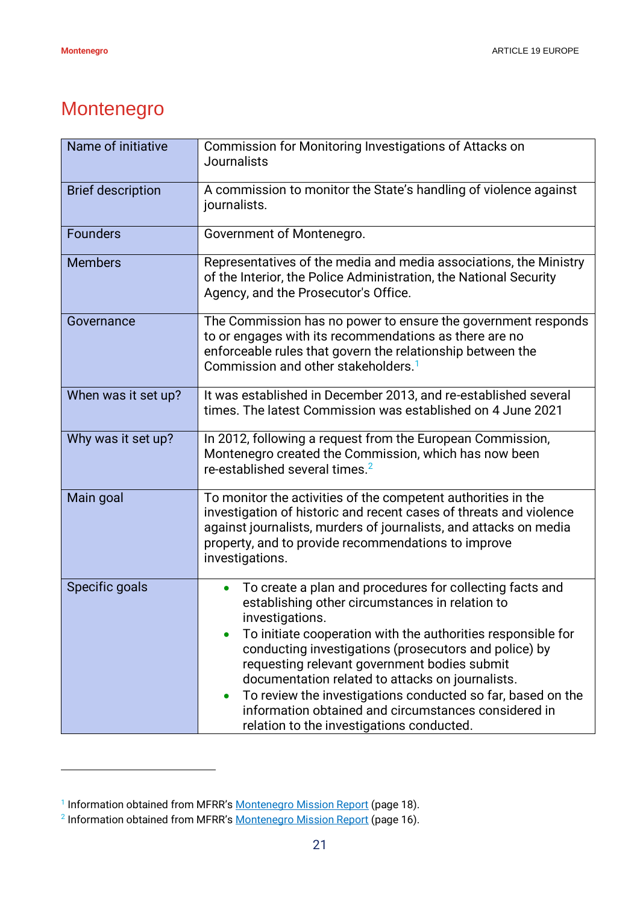# Montenegro

| Name of initiative | Commission for Monitoring Investigations of Attacks on Journalists |
|---|---|
| Brief description | A commission to monitor the State's handling of violence against journalists. |
| Founders | Government of Montenegro. |
| Members | Representatives of the media and media associations, the Ministry of the Interior, the Police Administration, the National Security Agency, and the Prosecutor's Office. |
| Governance | The Commission has no power to ensure the government responds to or engages with its recommendations as there are no enforceable rules that govern the relationship between the Commission and other stakeholders.[1] |
| When was it set up? | It was established in December 2013, and re-established several times. The latest Commission was established on 4 June 2021 |
| Why was it set up? | In 2012, following a request from the European Commission, Montenegro created the Commission, which has now been re-established several times.[2] |
| Main goal | To monitor the activities of the competent authorities in the investigation of historic and recent cases of threats and violence against journalists, murders of journalists, and attacks on media property, and to provide recommendations to improve investigations. |
| Specific goals | • To create a plan and procedures for collecting facts and establishing other circumstances in relation to investigations.<br>• To initiate cooperation with the authorities responsible for conducting investigations (prosecutors and police) by requesting relevant government bodies submit documentation related to attacks on journalists.<br>• To review the investigations conducted so far, based on the information obtained and circumstances considered in relation to the investigations conducted. |

[1] Information obtained from MFRR's Montenegro Mission Report (page 18).

[2] Information obtained from MFRR's Montenegro Mission Report (page 16).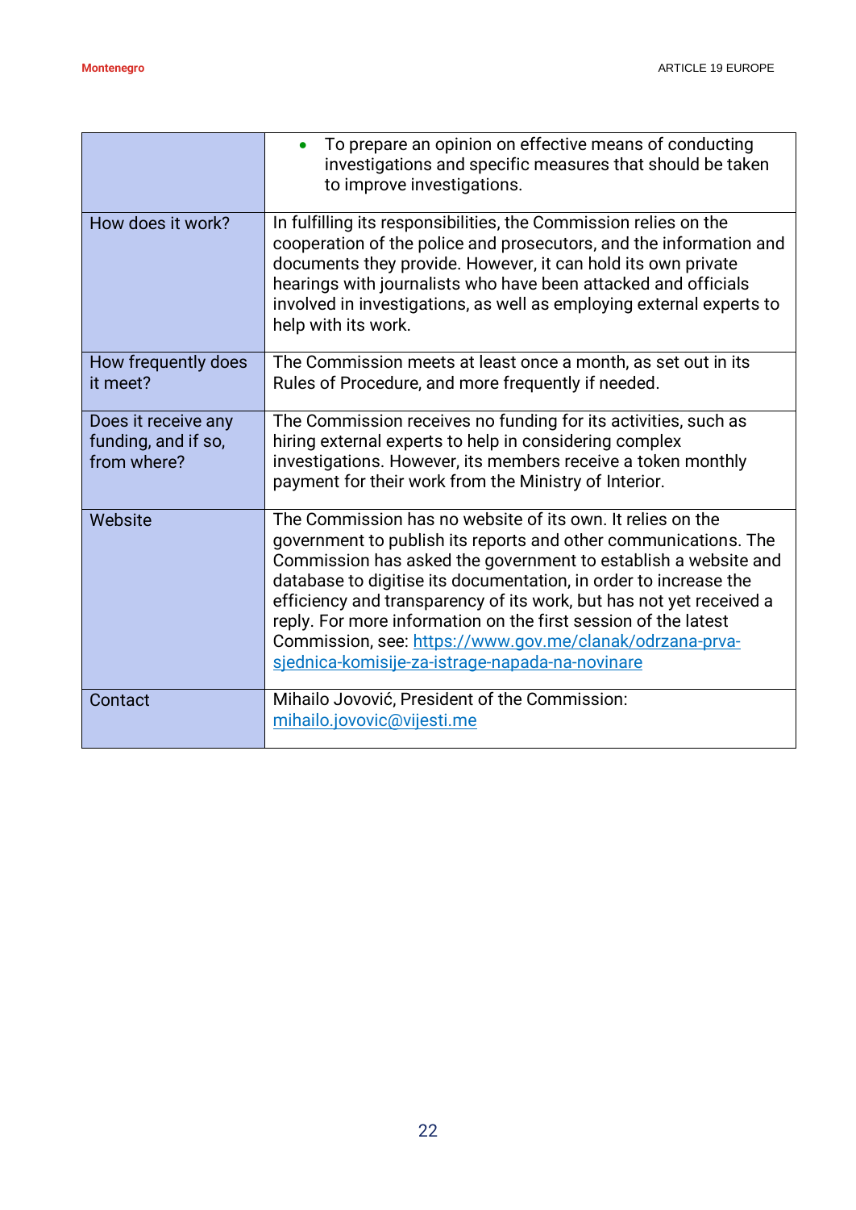| | |
|---|---|
| | • To prepare an opinion on effective means of conducting investigations and specific measures that should be taken to improve investigations. |
| How does it work? | In fulfilling its responsibilities, the Commission relies on the cooperation of the police and prosecutors, and the information and documents they provide. However, it can hold its own private hearings with journalists who have been attacked and officials involved in investigations, as well as employing external experts to help with its work. |
| How frequently does it meet? | The Commission meets at least once a month, as set out in its Rules of Procedure, and more frequently if needed. |
| Does it receive any funding, and if so, from where? | The Commission receives no funding for its activities, such as hiring external experts to help in considering complex investigations. However, its members receive a token monthly payment for their work from the Ministry of Interior. |
| Website | The Commission has no website of its own. It relies on the government to publish its reports and other communications. The Commission has asked the government to establish a website and database to digitise its documentation, in order to increase the efficiency and transparency of its work, but has not yet received a reply. For more information on the first session of the latest Commission, see: https://www.gov.me/clanak/odrzana-prva-sjednica-komisije-za-istrage-napada-na-novinare |
| Contact | Mihailo Jovović, President of the Commission: mihailo.jovovic@vijesti.me |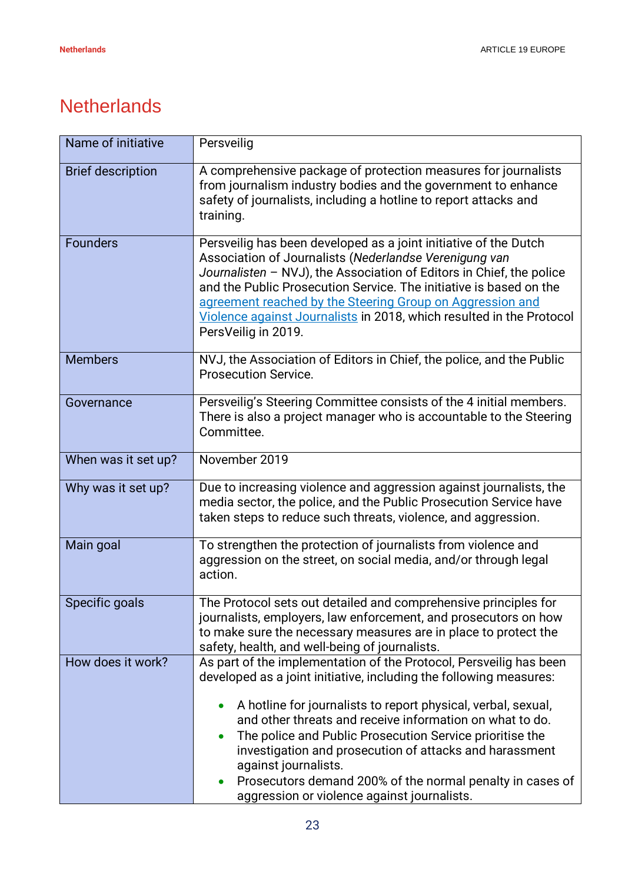# Netherlands

| Name of initiative | Persveilig |
|---|---|
| Brief description | A comprehensive package of protection measures for journalists from journalism industry bodies and the government to enhance safety of journalists, including a hotline to report attacks and training. |
| Founders | Persveilig has been developed as a joint initiative of the Dutch Association of Journalists (*Nederlandse Verenigung van Journalisten* – NVJ), the Association of Editors in Chief, the police and the Public Prosecution Service. The initiative is based on the agreement reached by the Steering Group on Aggression and Violence against Journalists in 2018, which resulted in the Protocol PersVeilig in 2019. |
| Members | NVJ, the Association of Editors in Chief, the police, and the Public Prosecution Service. |
| Governance | Persveilig's Steering Committee consists of the 4 initial members. There is also a project manager who is accountable to the Steering Committee. |
| When was it set up? | November 2019 |
| Why was it set up? | Due to increasing violence and aggression against journalists, the media sector, the police, and the Public Prosecution Service have taken steps to reduce such threats, violence, and aggression. |
| Main goal | To strengthen the protection of journalists from violence and aggression on the street, on social media, and/or through legal action. |
| Specific goals | The Protocol sets out detailed and comprehensive principles for journalists, employers, law enforcement, and prosecutors on how to make sure the necessary measures are in place to protect the safety, health, and well-being of journalists. |
| How does it work? | As part of the implementation of the Protocol, Persveilig has been developed as a joint initiative, including the following measures:<br><br>• A hotline for journalists to report physical, verbal, sexual, and other threats and receive information on what to do.<br>• The police and Public Prosecution Service prioritise the investigation and prosecution of attacks and harassment against journalists.<br>• Prosecutors demand 200% of the normal penalty in cases of aggression or violence against journalists. |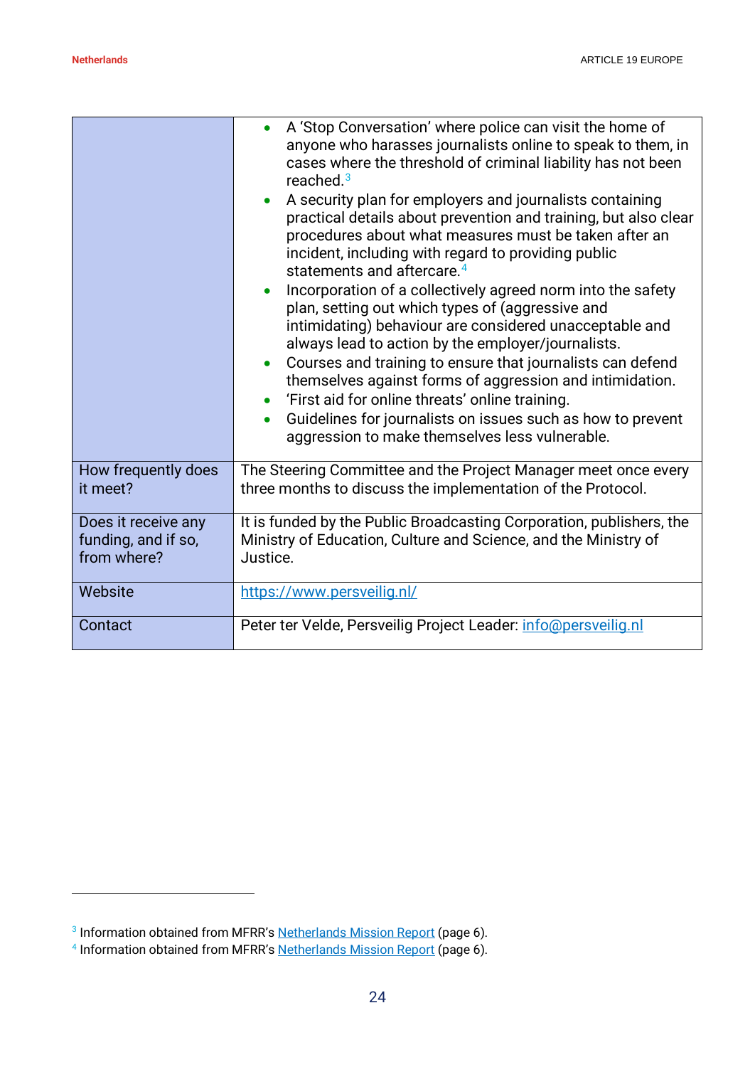| | |
|---|---|
| | • A 'Stop Conversation' where police can visit the home of anyone who harasses journalists online to speak to them, in cases where the threshold of criminal liability has not been reached.[3]<br>• A security plan for employers and journalists containing practical details about prevention and training, but also clear procedures about what measures must be taken after an incident, including with regard to providing public statements and aftercare.[4]<br>• Incorporation of a collectively agreed norm into the safety plan, setting out which types of (aggressive and intimidating) behaviour are considered unacceptable and always lead to action by the employer/journalists.<br>• Courses and training to ensure that journalists can defend themselves against forms of aggression and intimidation.<br>• 'First aid for online threats' online training.<br>• Guidelines for journalists on issues such as how to prevent aggression to make themselves less vulnerable. |
| How frequently does it meet? | The Steering Committee and the Project Manager meet once every three months to discuss the implementation of the Protocol. |
| Does it receive any funding, and if so, from where? | It is funded by the Public Broadcasting Corporation, publishers, the Ministry of Education, Culture and Science, and the Ministry of Justice. |
| Website | https://www.persveilig.nl/ |
| Contact | Peter ter Velde, Persveilig Project Leader: info@persveilig.nl |

[3] Information obtained from MFRR's Netherlands Mission Report (page 6).

[4] Information obtained from MFRR's Netherlands Mission Report (page 6).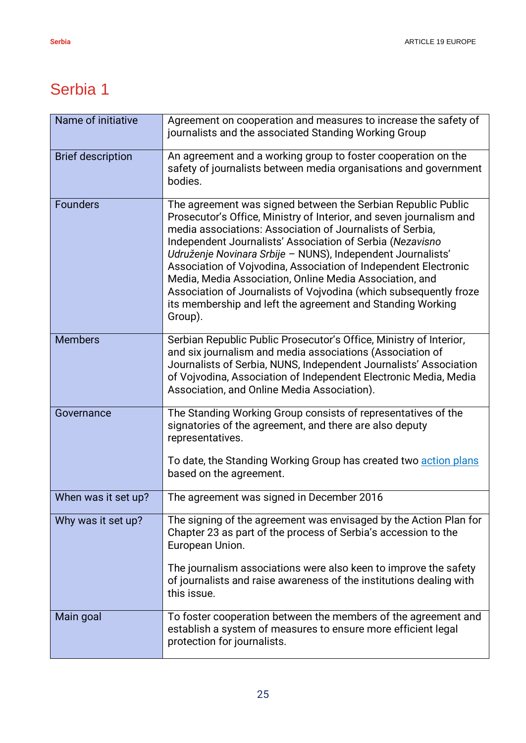# Serbia 1

| Name of initiative | Agreement on cooperation and measures to increase the safety of journalists and the associated Standing Working Group |
|---|---|
| Brief description | An agreement and a working group to foster cooperation on the safety of journalists between media organisations and government bodies. |
| Founders | The agreement was signed between the Serbian Republic Public Prosecutor's Office, Ministry of Interior, and seven journalism and media associations: Association of Journalists of Serbia, Independent Journalists' Association of Serbia (*Nezavisno Udruženje Novinara Srbije* – NUNS), Independent Journalists' Association of Vojvodina, Association of Independent Electronic Media, Media Association, Online Media Association, and Association of Journalists of Vojvodina (which subsequently froze its membership and left the agreement and Standing Working Group). |
| Members | Serbian Republic Public Prosecutor's Office, Ministry of Interior, and six journalism and media associations (Association of Journalists of Serbia, NUNS, Independent Journalists' Association of Vojvodina, Association of Independent Electronic Media, Media Association, and Online Media Association). |
| Governance | The Standing Working Group consists of representatives of the signatories of the agreement, and there are also deputy representatives.<br><br>To date, the Standing Working Group has created two action plans based on the agreement. |
| When was it set up? | The agreement was signed in December 2016 |
| Why was it set up? | The signing of the agreement was envisaged by the Action Plan for Chapter 23 as part of the process of Serbia's accession to the European Union.<br><br>The journalism associations were also keen to improve the safety of journalists and raise awareness of the institutions dealing with this issue. |
| Main goal | To foster cooperation between the members of the agreement and establish a system of measures to ensure more efficient legal protection for journalists. |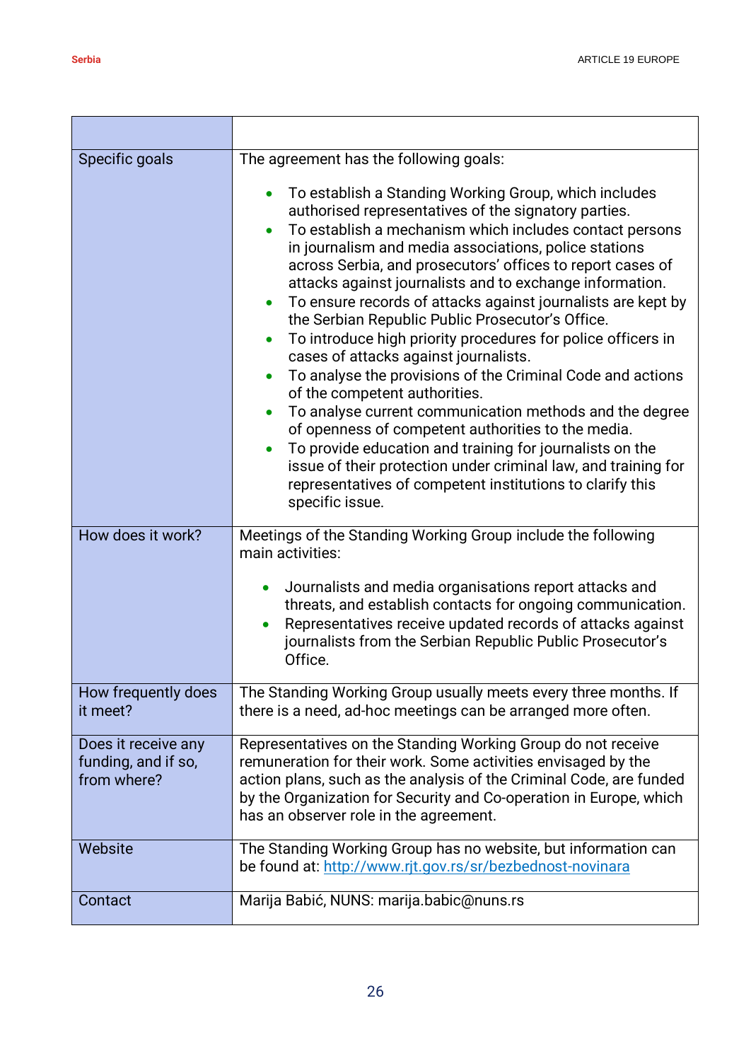| | |
|---|---|
| Specific goals | The agreement has the following goals:<br><br>• To establish a Standing Working Group, which includes authorised representatives of the signatory parties.<br>• To establish a mechanism which includes contact persons in journalism and media associations, police stations across Serbia, and prosecutors' offices to report cases of attacks against journalists and to exchange information.<br>• To ensure records of attacks against journalists are kept by the Serbian Republic Public Prosecutor's Office.<br>• To introduce high priority procedures for police officers in cases of attacks against journalists.<br>• To analyse the provisions of the Criminal Code and actions of the competent authorities.<br>• To analyse current communication methods and the degree of openness of competent authorities to the media.<br>• To provide education and training for journalists on the issue of their protection under criminal law, and training for representatives of competent institutions to clarify this specific issue. |
| How does it work? | Meetings of the Standing Working Group include the following main activities:<br><br>• Journalists and media organisations report attacks and threats, and establish contacts for ongoing communication.<br>• Representatives receive updated records of attacks against journalists from the Serbian Republic Public Prosecutor's Office. |
| How frequently does it meet? | The Standing Working Group usually meets every three months. If there is a need, ad-hoc meetings can be arranged more often. |
| Does it receive any funding, and if so, from where? | Representatives on the Standing Working Group do not receive remuneration for their work. Some activities envisaged by the action plans, such as the analysis of the Criminal Code, are funded by the Organization for Security and Co-operation in Europe, which has an observer role in the agreement. |
| Website | The Standing Working Group has no website, but information can be found at: http://www.rjt.gov.rs/sr/bezbednost-novinara |
| Contact | Marija Babić, NUNS: marija.babic@nuns.rs |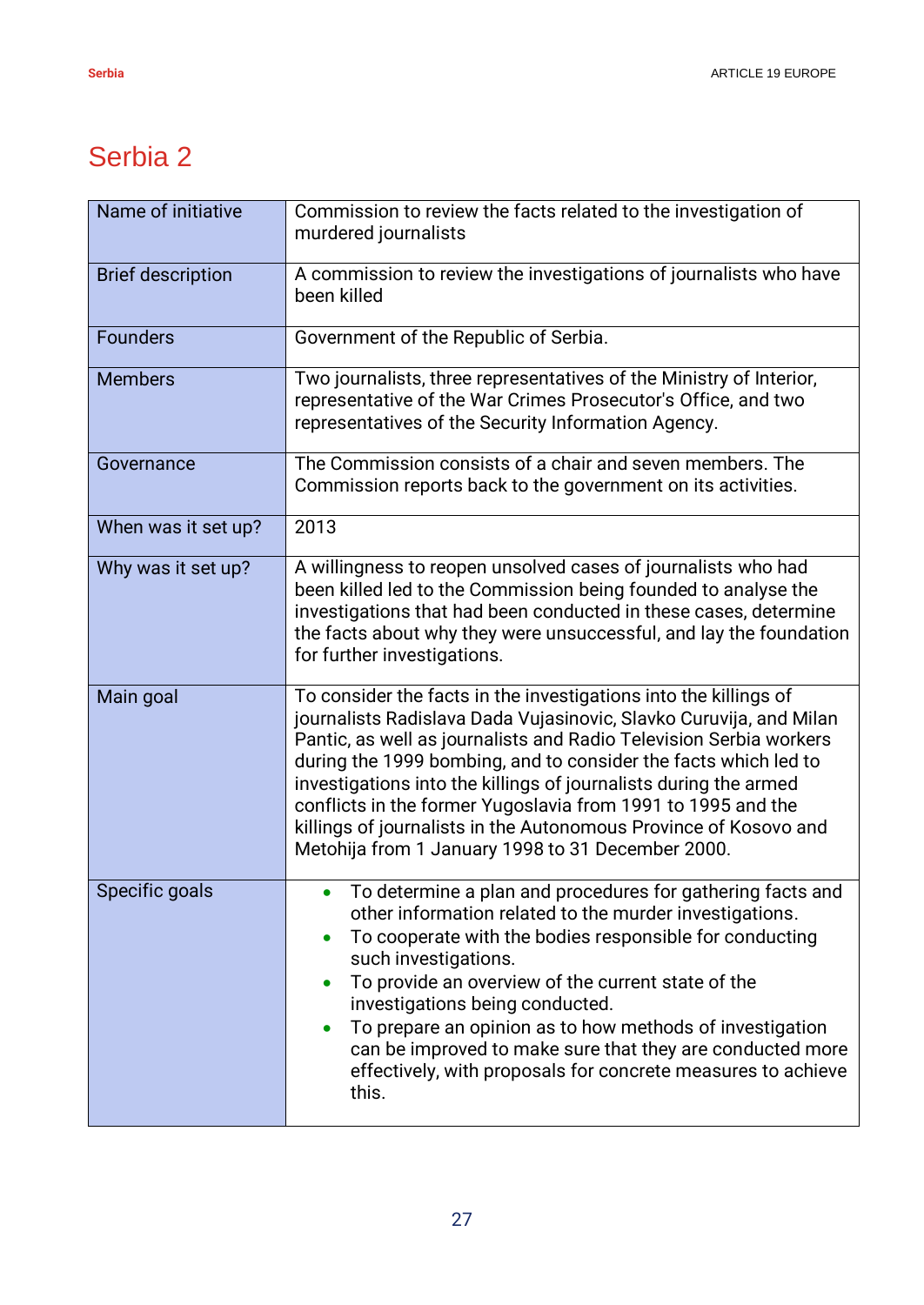# Serbia 2

| Name of initiative | Commission to review the facts related to the investigation of murdered journalists |
|---|---|
| Brief description | A commission to review the investigations of journalists who have been killed |
| Founders | Government of the Republic of Serbia. |
| Members | Two journalists, three representatives of the Ministry of Interior, representative of the War Crimes Prosecutor's Office, and two representatives of the Security Information Agency. |
| Governance | The Commission consists of a chair and seven members. The Commission reports back to the government on its activities. |
| When was it set up? | 2013 |
| Why was it set up? | A willingness to reopen unsolved cases of journalists who had been killed led to the Commission being founded to analyse the investigations that had been conducted in these cases, determine the facts about why they were unsuccessful, and lay the foundation for further investigations. |
| Main goal | To consider the facts in the investigations into the killings of journalists Radislava Dada Vujasinovic, Slavko Curuvija, and Milan Pantic, as well as journalists and Radio Television Serbia workers during the 1999 bombing, and to consider the facts which led to investigations into the killings of journalists during the armed conflicts in the former Yugoslavia from 1991 to 1995 and the killings of journalists in the Autonomous Province of Kosovo and Metohija from 1 January 1998 to 31 December 2000. |
| Specific goals | • To determine a plan and procedures for gathering facts and other information related to the murder investigations.<br>• To cooperate with the bodies responsible for conducting such investigations.<br>• To provide an overview of the current state of the investigations being conducted.<br>• To prepare an opinion as to how methods of investigation can be improved to make sure that they are conducted more effectively, with proposals for concrete measures to achieve this. |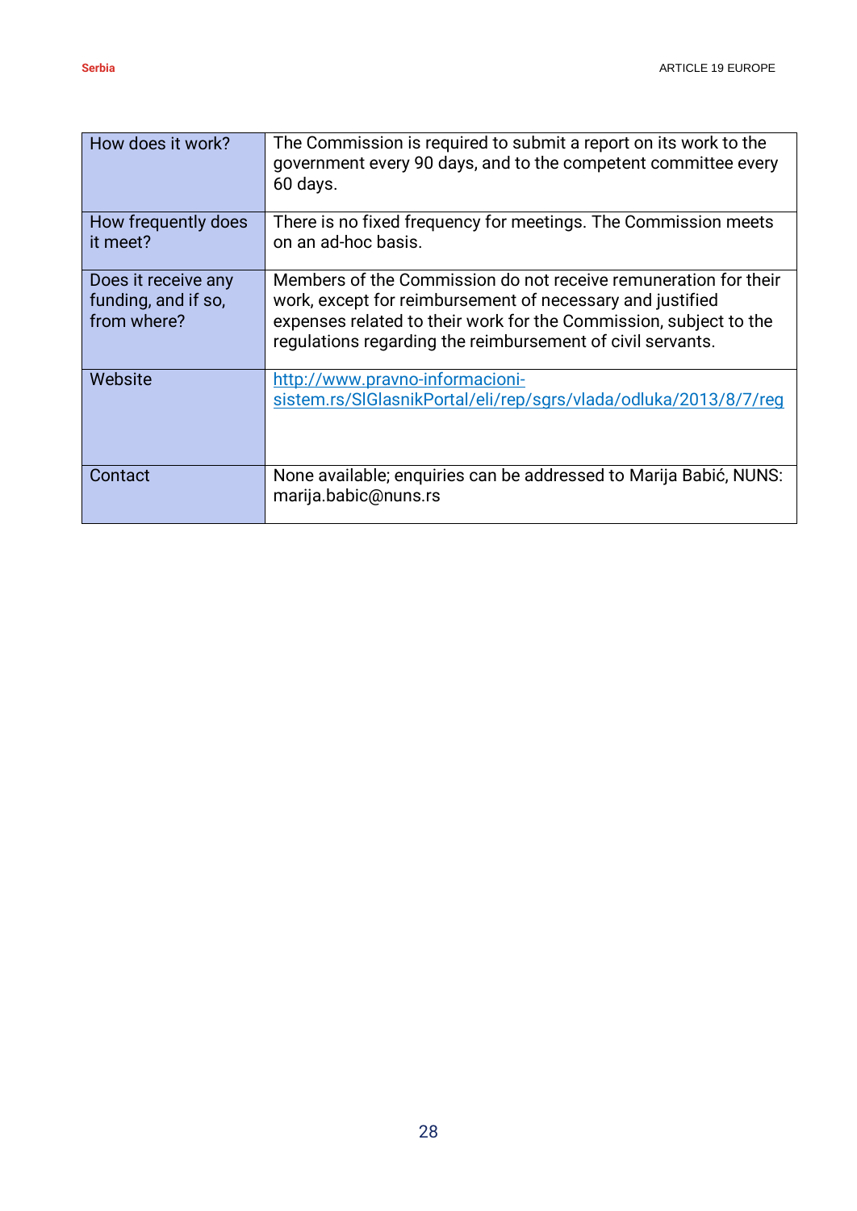| | |
|---|---|
| How does it work? | The Commission is required to submit a report on its work to the government every 90 days, and to the competent committee every 60 days. |
| How frequently does it meet? | There is no fixed frequency for meetings. The Commission meets on an ad-hoc basis. |
| Does it receive any funding, and if so, from where? | Members of the Commission do not receive remuneration for their work, except for reimbursement of necessary and justified expenses related to their work for the Commission, subject to the regulations regarding the reimbursement of civil servants. |
| Website | http://www.pravno-informacioni-sistem.rs/SlGlasnikPortal/eli/rep/sgrs/vlada/odluka/2013/8/7/reg |
| Contact | None available; enquiries can be addressed to Marija Babić, NUNS: marija.babic@nuns.rs |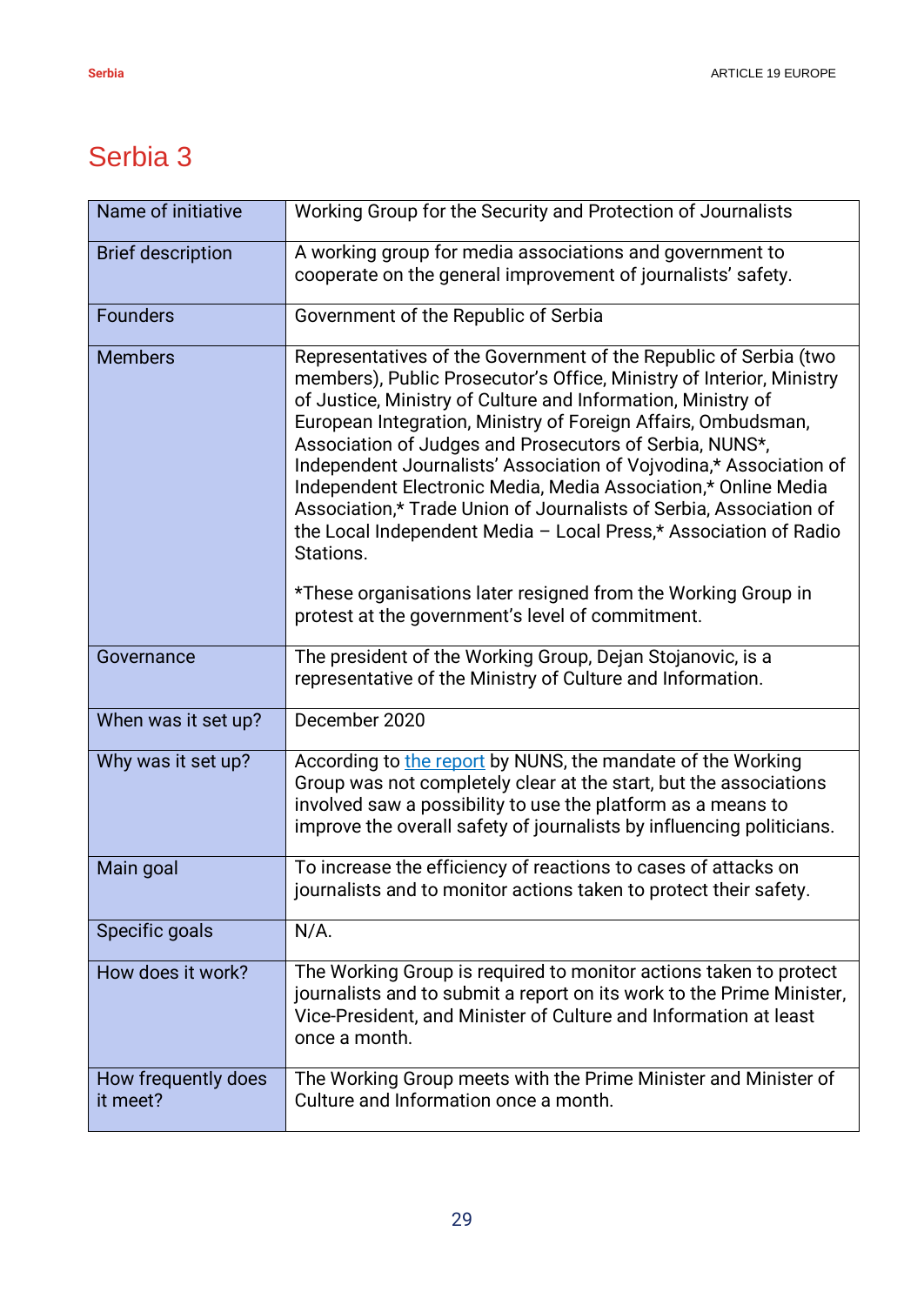# Serbia 3

| Name of initiative | Working Group for the Security and Protection of Journalists |
|---|---|
| Brief description | A working group for media associations and government to cooperate on the general improvement of journalists' safety. |
| Founders | Government of the Republic of Serbia |
| Members | Representatives of the Government of the Republic of Serbia (two members), Public Prosecutor's Office, Ministry of Interior, Ministry of Justice, Ministry of Culture and Information, Ministry of European Integration, Ministry of Foreign Affairs, Ombudsman, Association of Judges and Prosecutors of Serbia, NUNS*, Independent Journalists' Association of Vojvodina,* Association of Independent Electronic Media, Media Association,* Online Media Association,* Trade Union of Journalists of Serbia, Association of the Local Independent Media – Local Press,* Association of Radio Stations.<br><br>*These organisations later resigned from the Working Group in protest at the government's level of commitment. |
| Governance | The president of the Working Group, Dejan Stojanovic, is a representative of the Ministry of Culture and Information. |
| When was it set up? | December 2020 |
| Why was it set up? | According to the report by NUNS, the mandate of the Working Group was not completely clear at the start, but the associations involved saw a possibility to use the platform as a means to improve the overall safety of journalists by influencing politicians. |
| Main goal | To increase the efficiency of reactions to cases of attacks on journalists and to monitor actions taken to protect their safety. |
| Specific goals | N/A. |
| How does it work? | The Working Group is required to monitor actions taken to protect journalists and to submit a report on its work to the Prime Minister, Vice-President, and Minister of Culture and Information at least once a month. |
| How frequently does it meet? | The Working Group meets with the Prime Minister and Minister of Culture and Information once a month. |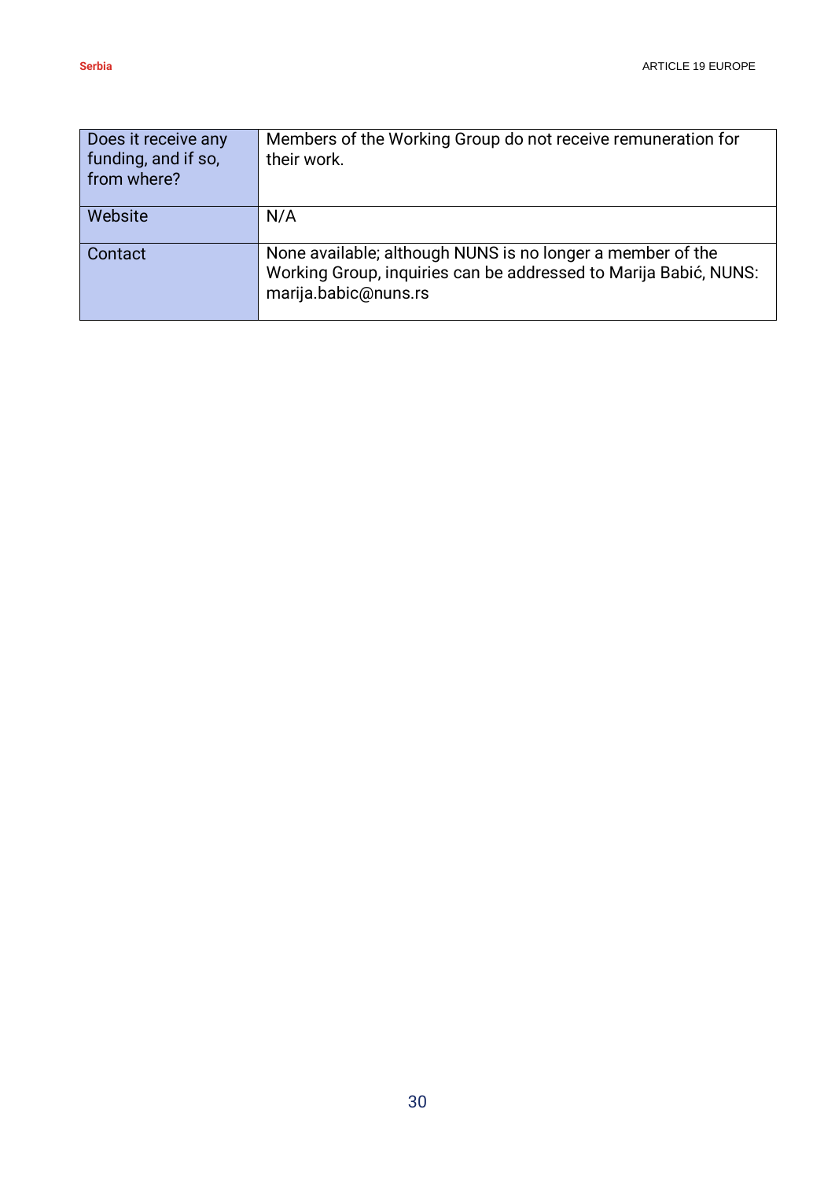| Does it receive any funding, and if so, from where? | Members of the Working Group do not receive remuneration for their work. |
|---|---|
| Website | N/A |
| Contact | None available; although NUNS is no longer a member of the Working Group, inquiries can be addressed to Marija Babić, NUNS: marija.babic@nuns.rs |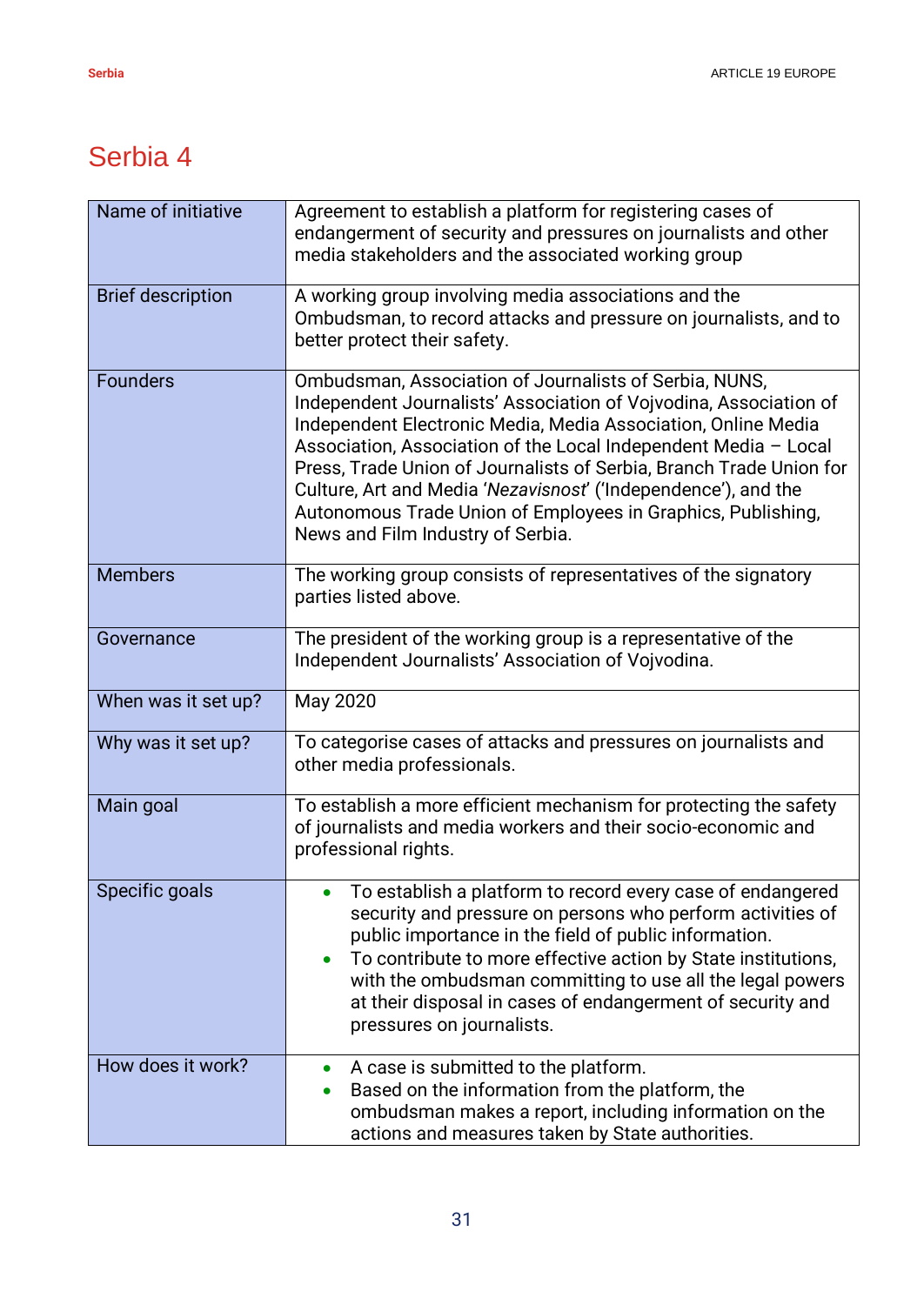# Serbia 4

| Name of initiative | Agreement to establish a platform for registering cases of endangerment of security and pressures on journalists and other media stakeholders and the associated working group |
|---|---|
| Brief description | A working group involving media associations and the Ombudsman, to record attacks and pressure on journalists, and to better protect their safety. |
| Founders | Ombudsman, Association of Journalists of Serbia, NUNS, Independent Journalists' Association of Vojvodina, Association of Independent Electronic Media, Media Association, Online Media Association, Association of the Local Independent Media – Local Press, Trade Union of Journalists of Serbia, Branch Trade Union for Culture, Art and Media '*Nezavisnost*' ('Independence'), and the Autonomous Trade Union of Employees in Graphics, Publishing, News and Film Industry of Serbia. |
| Members | The working group consists of representatives of the signatory parties listed above. |
| Governance | The president of the working group is a representative of the Independent Journalists' Association of Vojvodina. |
| When was it set up? | May 2020 |
| Why was it set up? | To categorise cases of attacks and pressures on journalists and other media professionals. |
| Main goal | To establish a more efficient mechanism for protecting the safety of journalists and media workers and their socio-economic and professional rights. |
| Specific goals | • To establish a platform to record every case of endangered security and pressure on persons who perform activities of public importance in the field of public information.<br>• To contribute to more effective action by State institutions, with the ombudsman committing to use all the legal powers at their disposal in cases of endangerment of security and pressures on journalists. |
| How does it work? | • A case is submitted to the platform.<br>• Based on the information from the platform, the ombudsman makes a report, including information on the actions and measures taken by State authorities. |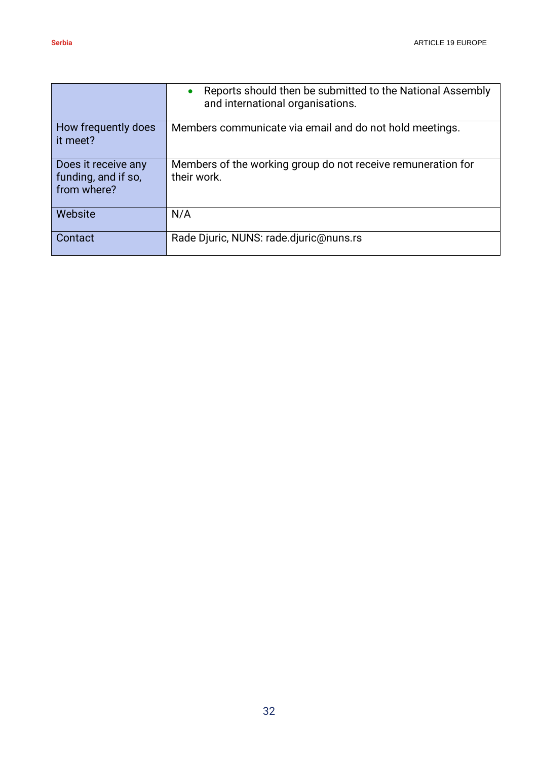| | |
|---|---|
| | • Reports should then be submitted to the National Assembly and international organisations. |
| How frequently does it meet? | Members communicate via email and do not hold meetings. |
| Does it receive any funding, and if so, from where? | Members of the working group do not receive remuneration for their work. |
| Website | N/A |
| Contact | Rade Djuric, NUNS: rade.djuric@nuns.rs |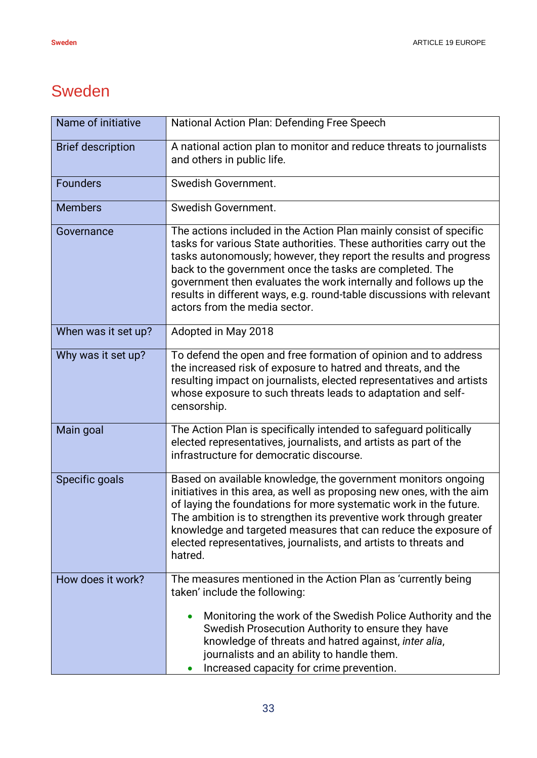# Sweden

| Name of initiative | National Action Plan: Defending Free Speech |
|---|---|
| Brief description | A national action plan to monitor and reduce threats to journalists and others in public life. |
| Founders | Swedish Government. |
| Members | Swedish Government. |
| Governance | The actions included in the Action Plan mainly consist of specific tasks for various State authorities. These authorities carry out the tasks autonomously; however, they report the results and progress back to the government once the tasks are completed. The government then evaluates the work internally and follows up the results in different ways, e.g. round-table discussions with relevant actors from the media sector. |
| When was it set up? | Adopted in May 2018 |
| Why was it set up? | To defend the open and free formation of opinion and to address the increased risk of exposure to hatred and threats, and the resulting impact on journalists, elected representatives and artists whose exposure to such threats leads to adaptation and self-censorship. |
| Main goal | The Action Plan is specifically intended to safeguard politically elected representatives, journalists, and artists as part of the infrastructure for democratic discourse. |
| Specific goals | Based on available knowledge, the government monitors ongoing initiatives in this area, as well as proposing new ones, with the aim of laying the foundations for more systematic work in the future. The ambition is to strengthen its preventive work through greater knowledge and targeted measures that can reduce the exposure of elected representatives, journalists, and artists to threats and hatred. |
| How does it work? | The measures mentioned in the Action Plan as 'currently being taken' include the following:<br>• Monitoring the work of the Swedish Police Authority and the Swedish Prosecution Authority to ensure they have knowledge of threats and hatred against, *inter alia*, journalists and an ability to handle them.<br>• Increased capacity for crime prevention. |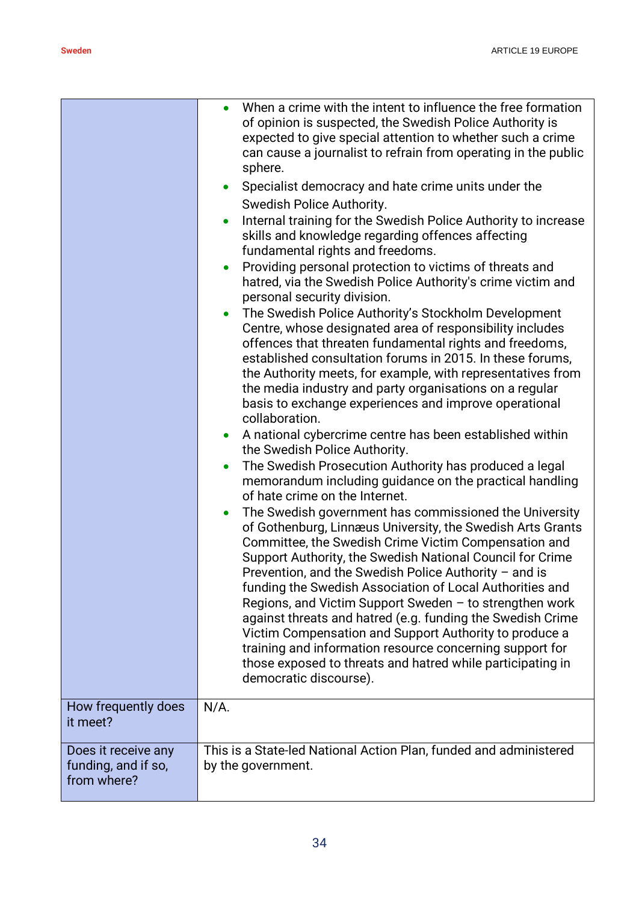| | |
|---|---|
| | • When a crime with the intent to influence the free formation of opinion is suspected, the Swedish Police Authority is expected to give special attention to whether such a crime can cause a journalist to refrain from operating in the public sphere.<br>• Specialist democracy and hate crime units under the Swedish Police Authority.<br>• Internal training for the Swedish Police Authority to increase skills and knowledge regarding offences affecting fundamental rights and freedoms.<br>• Providing personal protection to victims of threats and hatred, via the Swedish Police Authority's crime victim and personal security division.<br>• The Swedish Police Authority's Stockholm Development Centre, whose designated area of responsibility includes offences that threaten fundamental rights and freedoms, established consultation forums in 2015. In these forums, the Authority meets, for example, with representatives from the media industry and party organisations on a regular basis to exchange experiences and improve operational collaboration.<br>• A national cybercrime centre has been established within the Swedish Police Authority.<br>• The Swedish Prosecution Authority has produced a legal memorandum including guidance on the practical handling of hate crime on the Internet.<br>• The Swedish government has commissioned the University of Gothenburg, Linnæus University, the Swedish Arts Grants Committee, the Swedish Crime Victim Compensation and Support Authority, the Swedish National Council for Crime Prevention, and the Swedish Police Authority – and is funding the Swedish Association of Local Authorities and Regions, and Victim Support Sweden – to strengthen work against threats and hatred (e.g. funding the Swedish Crime Victim Compensation and Support Authority to produce a training and information resource concerning support for those exposed to threats and hatred while participating in democratic discourse). |
| How frequently does it meet? | N/A. |
| Does it receive any funding, and if so, from where? | This is a State-led National Action Plan, funded and administered by the government. |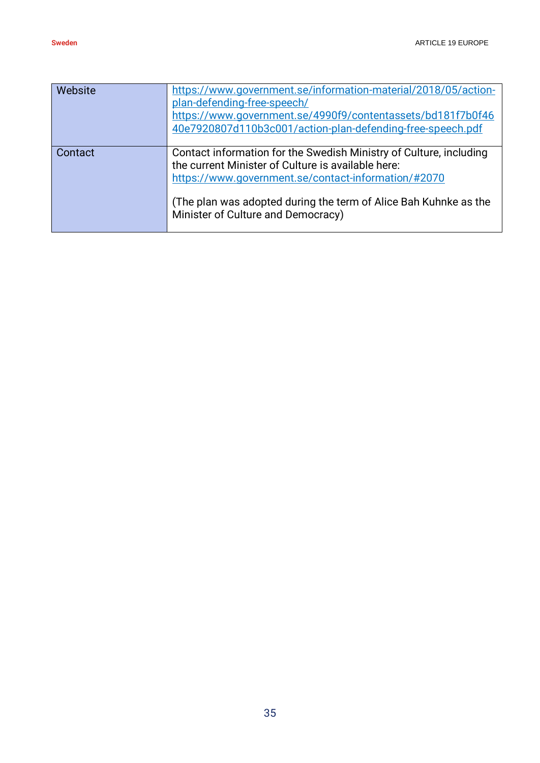| | |
|---|---|
| Website | https://www.government.se/information-material/2018/05/action-plan-defending-free-speech/ https://www.government.se/4990f9/contentassets/bd181f7b0f4640e7920807d110b3c001/action-plan-defending-free-speech.pdf |
| Contact | Contact information for the Swedish Ministry of Culture, including the current Minister of Culture is available here: https://www.government.se/contact-information/#2070<br><br>(The plan was adopted during the term of Alice Bah Kuhnke as the Minister of Culture and Democracy) |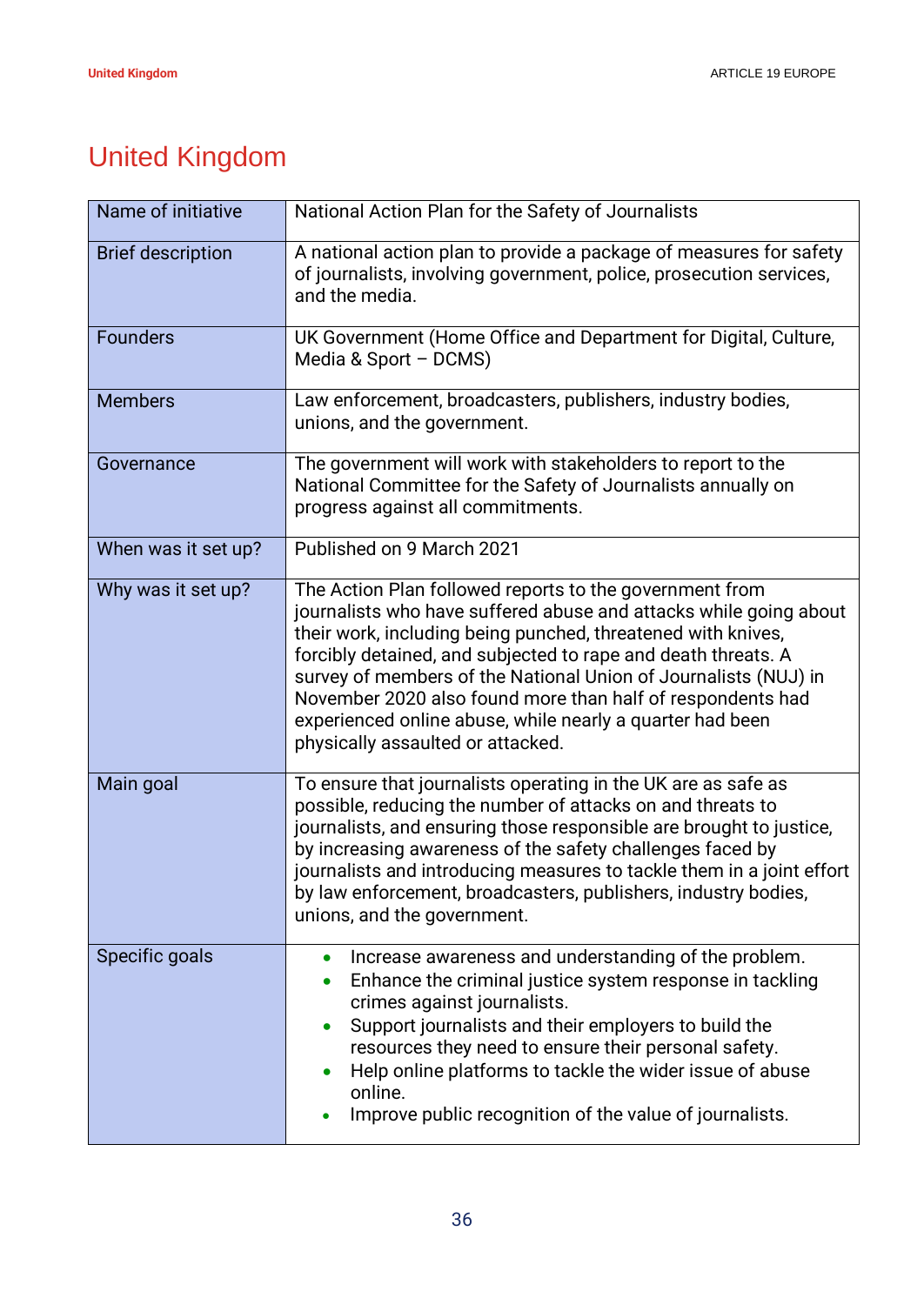# United Kingdom

| Name of initiative | National Action Plan for the Safety of Journalists |
|---|---|
| Brief description | A national action plan to provide a package of measures for safety of journalists, involving government, police, prosecution services, and the media. |
| Founders | UK Government (Home Office and Department for Digital, Culture, Media & Sport – DCMS) |
| Members | Law enforcement, broadcasters, publishers, industry bodies, unions, and the government. |
| Governance | The government will work with stakeholders to report to the National Committee for the Safety of Journalists annually on progress against all commitments. |
| When was it set up? | Published on 9 March 2021 |
| Why was it set up? | The Action Plan followed reports to the government from journalists who have suffered abuse and attacks while going about their work, including being punched, threatened with knives, forcibly detained, and subjected to rape and death threats. A survey of members of the National Union of Journalists (NUJ) in November 2020 also found more than half of respondents had experienced online abuse, while nearly a quarter had been physically assaulted or attacked. |
| Main goal | To ensure that journalists operating in the UK are as safe as possible, reducing the number of attacks on and threats to journalists, and ensuring those responsible are brought to justice, by increasing awareness of the safety challenges faced by journalists and introducing measures to tackle them in a joint effort by law enforcement, broadcasters, publishers, industry bodies, unions, and the government. |
| Specific goals | • Increase awareness and understanding of the problem.<br>• Enhance the criminal justice system response in tackling crimes against journalists.<br>• Support journalists and their employers to build the resources they need to ensure their personal safety.<br>• Help online platforms to tackle the wider issue of abuse online.<br>• Improve public recognition of the value of journalists. |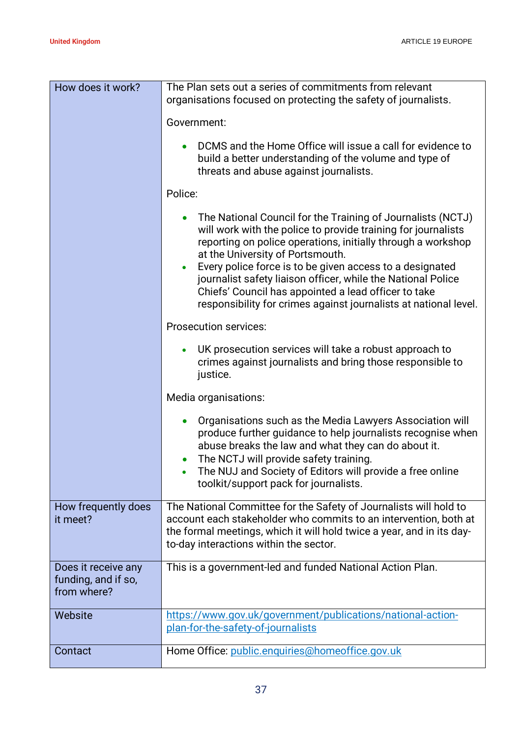| How does it work? | The Plan sets out a series of commitments from relevant organisations focused on protecting the safety of journalists.<br><br>Government:<br><br>• DCMS and the Home Office will issue a call for evidence to build a better understanding of the volume and type of threats and abuse against journalists.<br><br>Police:<br><br>• The National Council for the Training of Journalists (NCTJ) will work with the police to provide training for journalists reporting on police operations, initially through a workshop at the University of Portsmouth.<br>• Every police force is to be given access to a designated journalist safety liaison officer, while the National Police Chiefs' Council has appointed a lead officer to take responsibility for crimes against journalists at national level.<br><br>Prosecution services:<br><br>• UK prosecution services will take a robust approach to crimes against journalists and bring those responsible to justice.<br><br>Media organisations:<br><br>• Organisations such as the Media Lawyers Association will produce further guidance to help journalists recognise when abuse breaks the law and what they can do about it.<br>• The NCTJ will provide safety training.<br>• The NUJ and Society of Editors will provide a free online toolkit/support pack for journalists. |
|---|---|
| How frequently does it meet? | The National Committee for the Safety of Journalists will hold to account each stakeholder who commits to an intervention, both at the formal meetings, which it will hold twice a year, and in its day-to-day interactions within the sector. |
| Does it receive any funding, and if so, from where? | This is a government-led and funded National Action Plan. |
| Website | https://www.gov.uk/government/publications/national-action-plan-for-the-safety-of-journalists |
| Contact | Home Office: public.enquiries@homeoffice.gov.uk |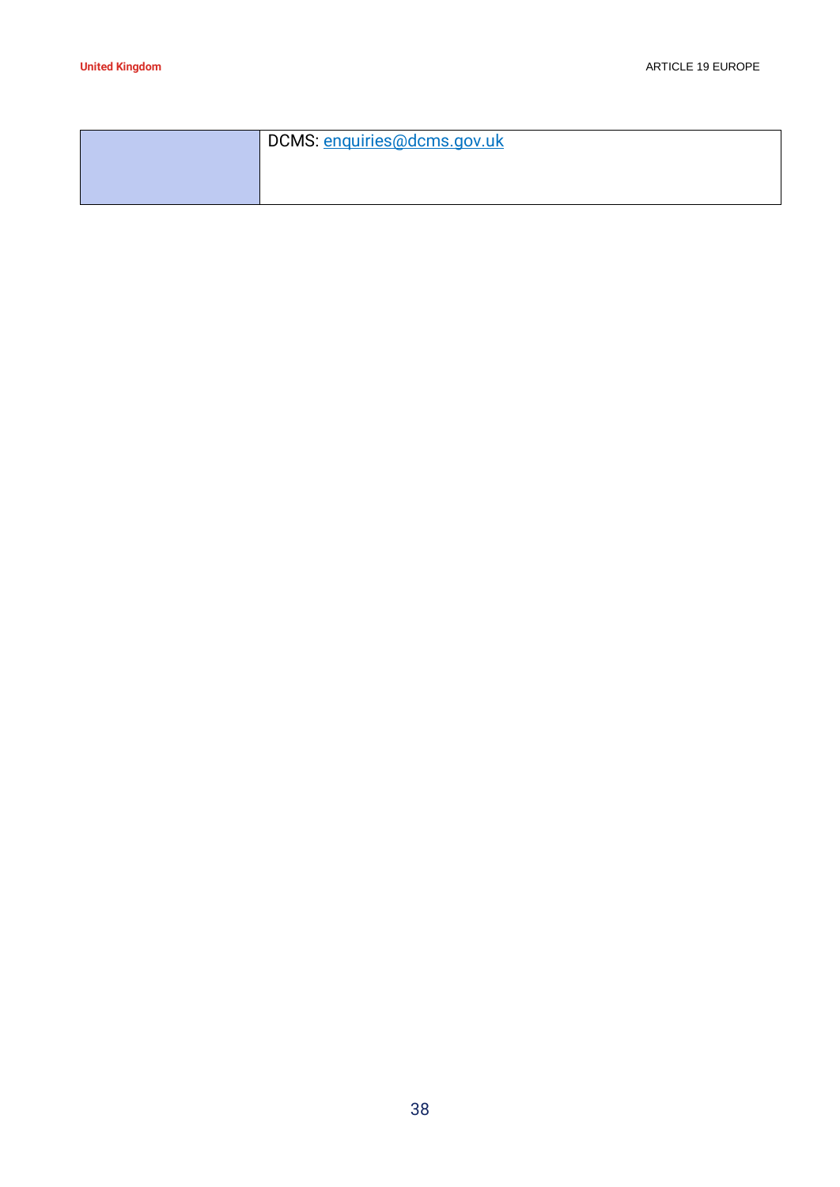| | |
|---|---|
| | DCMS: enquiries@dcms.gov.uk |